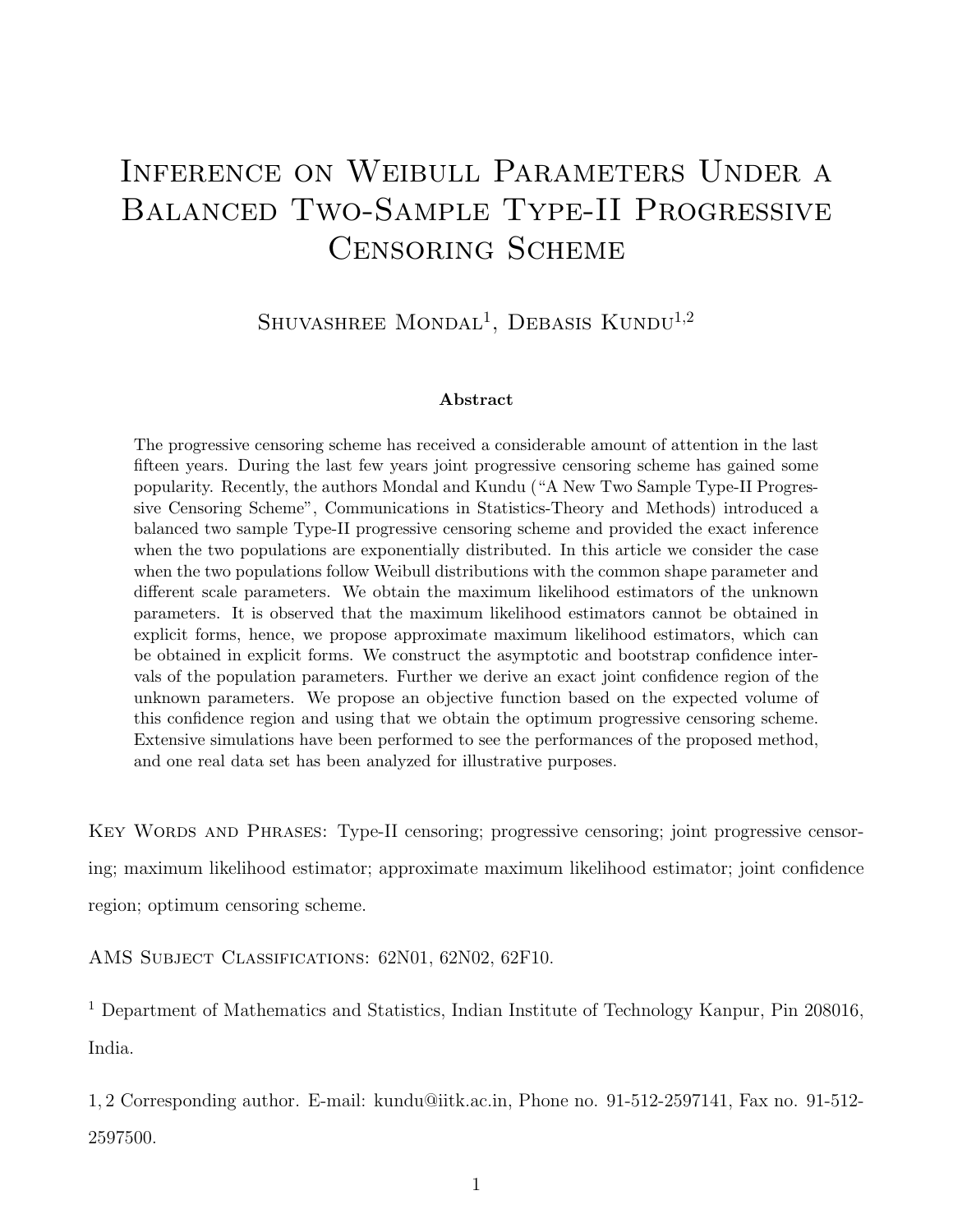# Inference on Weibull Parameters Under a Balanced Two-Sample Type-II Progressive Censoring Scheme

Shuvashree Mondal[1], Debasis Kundu[1,2]

### Abstract

The progressive censoring scheme has received a considerable amount of attention in the last fifteen years. During the last few years joint progressive censoring scheme has gained some popularity. Recently, the authors Mondal and Kundu ("A New Two Sample Type-II Progressive Censoring Scheme", Communications in Statistics-Theory and Methods) introduced a balanced two sample Type-II progressive censoring scheme and provided the exact inference when the two populations are exponentially distributed. In this article we consider the case when the two populations follow Weibull distributions with the common shape parameter and different scale parameters. We obtain the maximum likelihood estimators of the unknown parameters. It is observed that the maximum likelihood estimators cannot be obtained in explicit forms, hence, we propose approximate maximum likelihood estimators, which can be obtained in explicit forms. We construct the asymptotic and bootstrap confidence intervals of the population parameters. Further we derive an exact joint confidence region of the unknown parameters. We propose an objective function based on the expected volume of this confidence region and using that we obtain the optimum progressive censoring scheme. Extensive simulations have been performed to see the performances of the proposed method, and one real data set has been analyzed for illustrative purposes.

Key Words and Phrases: Type-II censoring; progressive censoring; joint progressive censoring; maximum likelihood estimator; approximate maximum likelihood estimator; joint confidence region; optimum censoring scheme.

AMS Subject Classifications: 62N01, 62N02, 62F10.

[1] Department of Mathematics and Statistics, Indian Institute of Technology Kanpur, Pin 208016, India.

1, 2 Corresponding author. E-mail: kundu@iitk.ac.in, Phone no. 91-512-2597141, Fax no. 91-512-2597500.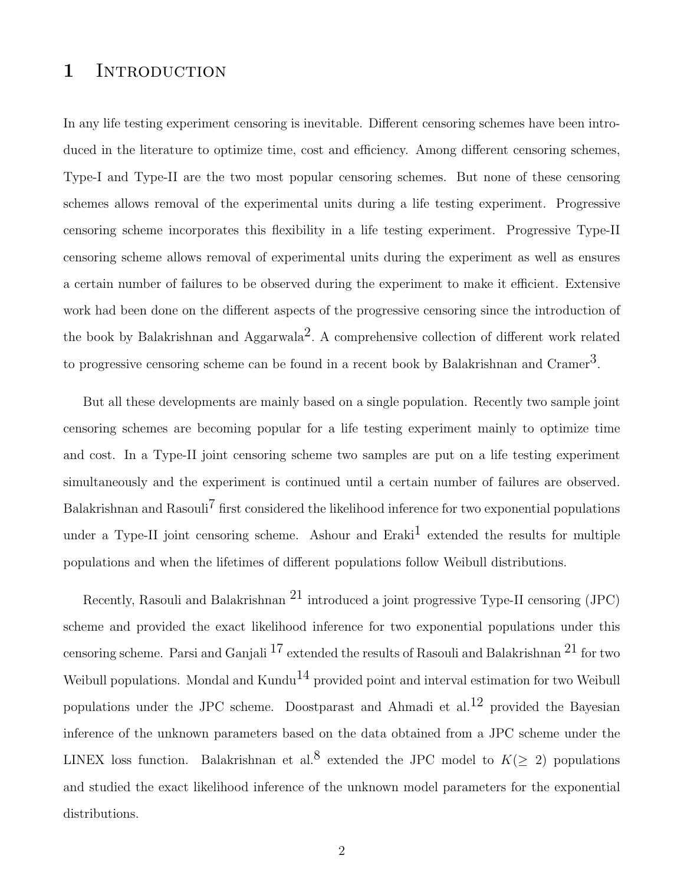# 1 Introduction

In any life testing experiment censoring is inevitable. Different censoring schemes have been introduced in the literature to optimize time, cost and efficiency. Among different censoring schemes, Type-I and Type-II are the two most popular censoring schemes. But none of these censoring schemes allows removal of the experimental units during a life testing experiment. Progressive censoring scheme incorporates this flexibility in a life testing experiment. Progressive Type-II censoring scheme allows removal of experimental units during the experiment as well as ensures a certain number of failures to be observed during the experiment to make it efficient. Extensive work had been done on the different aspects of the progressive censoring since the introduction of the book by Balakrishnan and Aggarwala[2]. A comprehensive collection of different work related to progressive censoring scheme can be found in a recent book by Balakrishnan and Cramer[3].

But all these developments are mainly based on a single population. Recently two sample joint censoring schemes are becoming popular for a life testing experiment mainly to optimize time and cost. In a Type-II joint censoring scheme two samples are put on a life testing experiment simultaneously and the experiment is continued until a certain number of failures are observed. Balakrishnan and Rasouli[7] first considered the likelihood inference for two exponential populations under a Type-II joint censoring scheme. Ashour and Eraki[1] extended the results for multiple populations and when the lifetimes of different populations follow Weibull distributions.

Recently, Rasouli and Balakrishnan [21] introduced a joint progressive Type-II censoring (JPC) scheme and provided the exact likelihood inference for two exponential populations under this censoring scheme. Parsi and Ganjali [17] extended the results of Rasouli and Balakrishnan [21] for two Weibull populations. Mondal and Kundu[14] provided point and interval estimation for two Weibull populations under the JPC scheme. Doostparast and Ahmadi et al.[12] provided the Bayesian inference of the unknown parameters based on the data obtained from a JPC scheme under the LINEX loss function. Balakrishnan et al.[8] extended the JPC model to $K(\geq 2)$ populations and studied the exact likelihood inference of the unknown model parameters for the exponential distributions.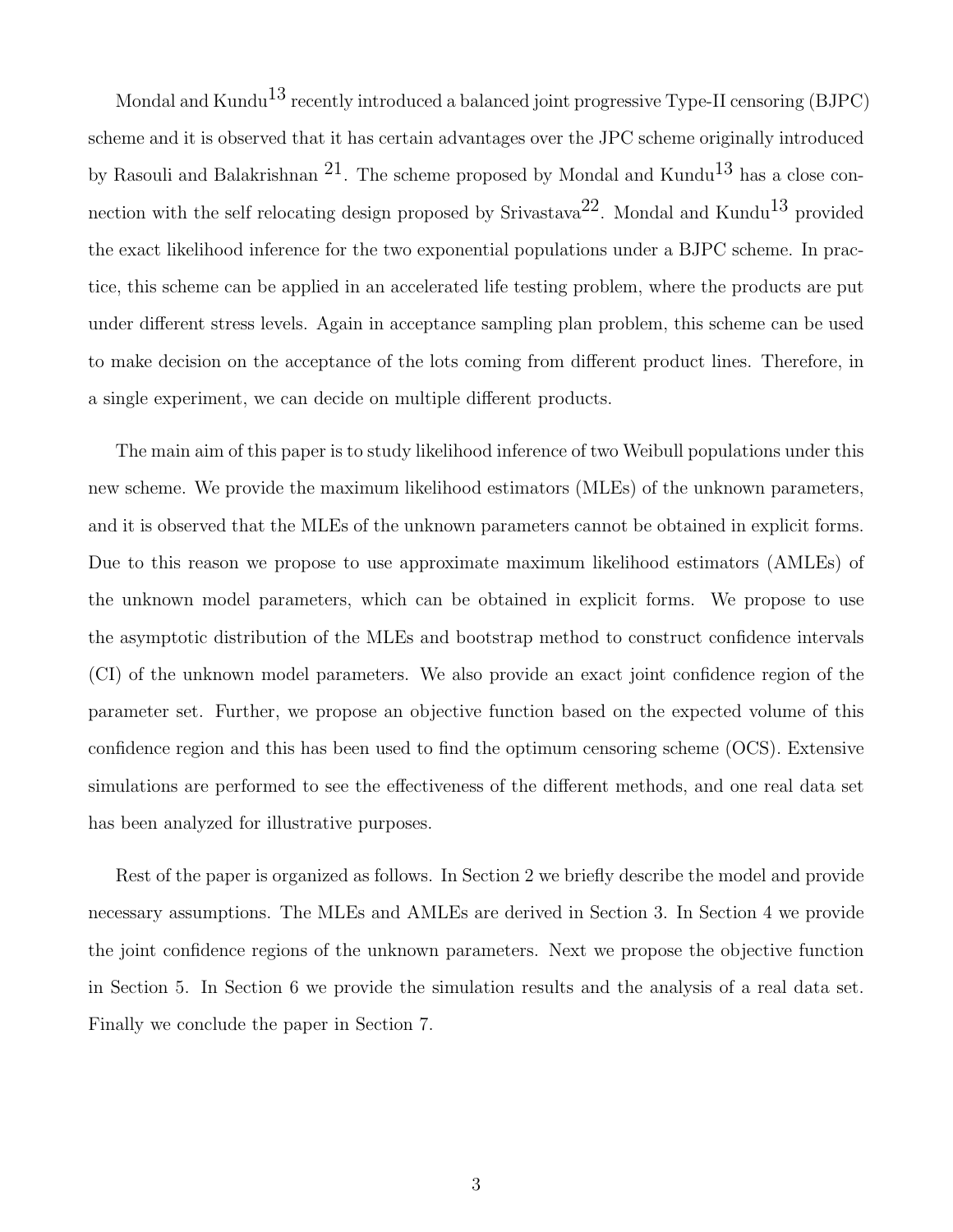Mondal and Kundu[13] recently introduced a balanced joint progressive Type-II censoring (BJPC) scheme and it is observed that it has certain advantages over the JPC scheme originally introduced by Rasouli and Balakrishnan [21]. The scheme proposed by Mondal and Kundu[13] has a close connection with the self relocating design proposed by Srivastava[22]. Mondal and Kundu[13] provided the exact likelihood inference for the two exponential populations under a BJPC scheme. In practice, this scheme can be applied in an accelerated life testing problem, where the products are put under different stress levels. Again in acceptance sampling plan problem, this scheme can be used to make decision on the acceptance of the lots coming from different product lines. Therefore, in a single experiment, we can decide on multiple different products.

The main aim of this paper is to study likelihood inference of two Weibull populations under this new scheme. We provide the maximum likelihood estimators (MLEs) of the unknown parameters, and it is observed that the MLEs of the unknown parameters cannot be obtained in explicit forms. Due to this reason we propose to use approximate maximum likelihood estimators (AMLEs) of the unknown model parameters, which can be obtained in explicit forms. We propose to use the asymptotic distribution of the MLEs and bootstrap method to construct confidence intervals (CI) of the unknown model parameters. We also provide an exact joint confidence region of the parameter set. Further, we propose an objective function based on the expected volume of this confidence region and this has been used to find the optimum censoring scheme (OCS). Extensive simulations are performed to see the effectiveness of the different methods, and one real data set has been analyzed for illustrative purposes.

Rest of the paper is organized as follows. In Section 2 we briefly describe the model and provide necessary assumptions. The MLEs and AMLEs are derived in Section 3. In Section 4 we provide the joint confidence regions of the unknown parameters. Next we propose the objective function in Section 5. In Section 6 we provide the simulation results and the analysis of a real data set. Finally we conclude the paper in Section 7.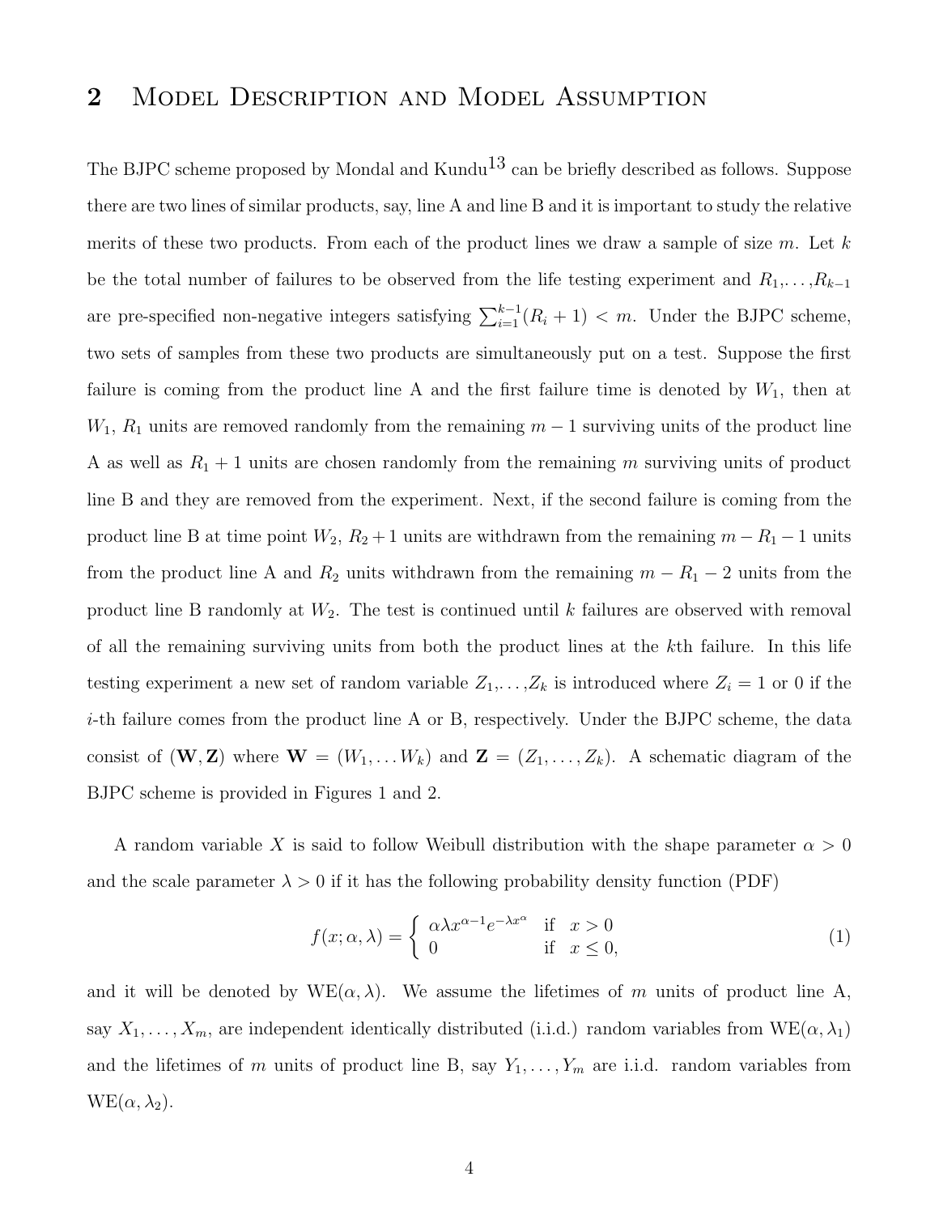## 2 Model Description and Model Assumption

The BJPC scheme proposed by Mondal and Kundu[13] can be briefly described as follows. Suppose there are two lines of similar products, say, line A and line B and it is important to study the relative merits of these two products. From each of the product lines we draw a sample of size $m$. Let $k$ be the total number of failures to be observed from the life testing experiment and $R_1,\ldots,R_{k-1}$ are pre-specified non-negative integers satisfying $\sum_{i=1}^{k-1}(R_i + 1) < m$. Under the BJPC scheme, two sets of samples from these two products are simultaneously put on a test. Suppose the first failure is coming from the product line A and the first failure time is denoted by $W_1$, then at $W_1$, $R_1$ units are removed randomly from the remaining $m-1$ surviving units of the product line A as well as $R_1 + 1$ units are chosen randomly from the remaining $m$ surviving units of product line B and they are removed from the experiment. Next, if the second failure is coming from the product line B at time point $W_2$, $R_2 + 1$ units are withdrawn from the remaining $m - R_1 - 1$ units from the product line A and $R_2$ units withdrawn from the remaining $m - R_1 - 2$ units from the product line B randomly at $W_2$. The test is continued until $k$ failures are observed with removal of all the remaining surviving units from both the product lines at the $k$th failure. In this life testing experiment a new set of random variable $Z_1,\ldots,Z_k$ is introduced where $Z_i = 1$ or 0 if the $i$-th failure comes from the product line A or B, respectively. Under the BJPC scheme, the data consist of $(\mathbf{W}, \mathbf{Z})$ where $\mathbf{W} = (W_1, \ldots W_k)$ and $\mathbf{Z} = (Z_1, \ldots, Z_k)$. A schematic diagram of the BJPC scheme is provided in Figures 1 and 2.

A random variable $X$ is said to follow Weibull distribution with the shape parameter $\alpha > 0$ and the scale parameter $\lambda > 0$ if it has the following probability density function (PDF)

$$f(x; \alpha, \lambda) = \begin{cases} \alpha\lambda x^{\alpha-1}e^{-\lambda x^{\alpha}} & \text{if } \ x > 0 \\ 0 & \text{if } \ x \leq 0, \end{cases} \tag{1}$$

and it will be denoted by $\text{WE}(\alpha, \lambda)$. We assume the lifetimes of $m$ units of product line A, say $X_1, \ldots, X_m$, are independent identically distributed (i.i.d.) random variables from $\text{WE}(\alpha, \lambda_1)$ and the lifetimes of $m$ units of product line B, say $Y_1, \ldots, Y_m$ are i.i.d. random variables from $\text{WE}(\alpha, \lambda_2)$.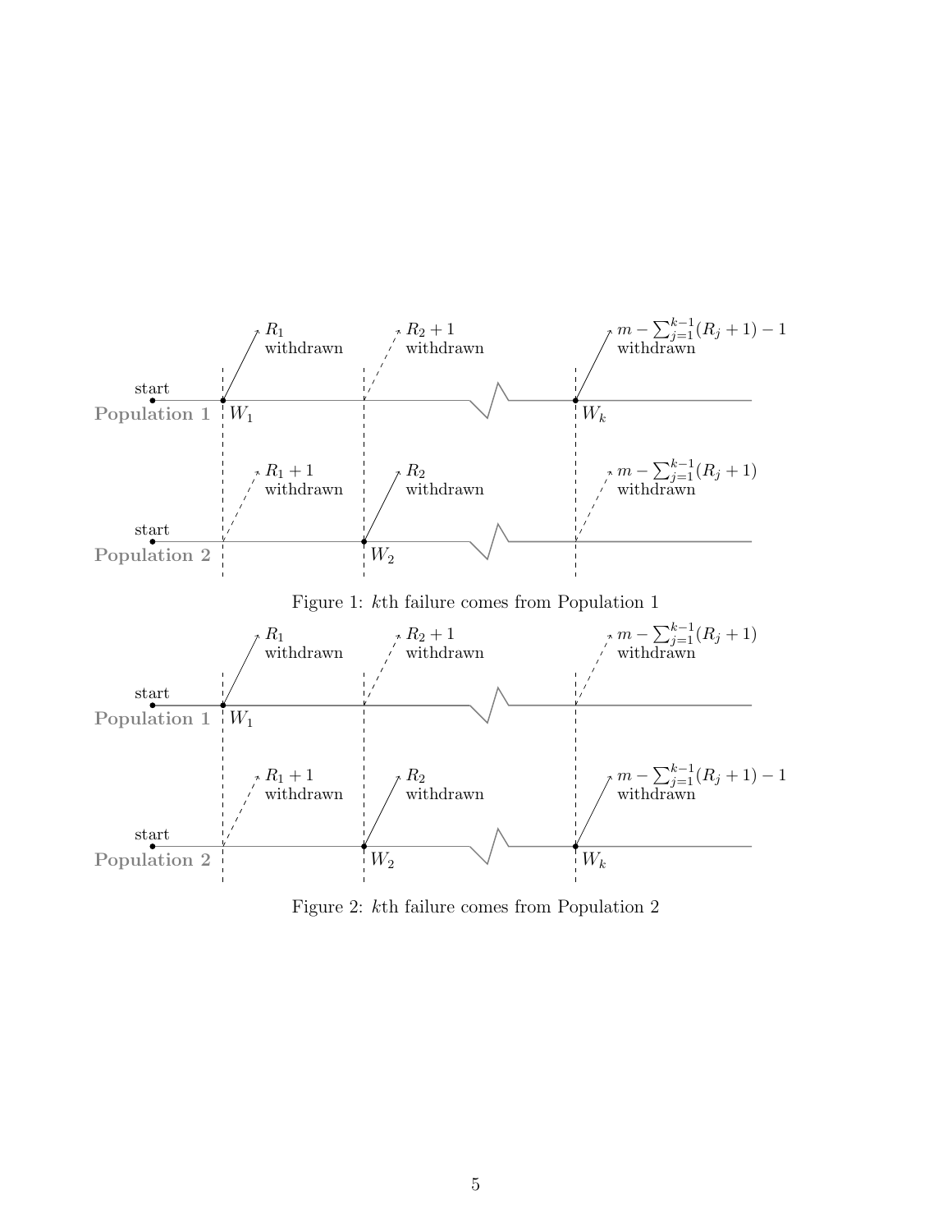Figure 1: $k$th failure comes from Population 1

Figure 2: $k$th failure comes from Population 2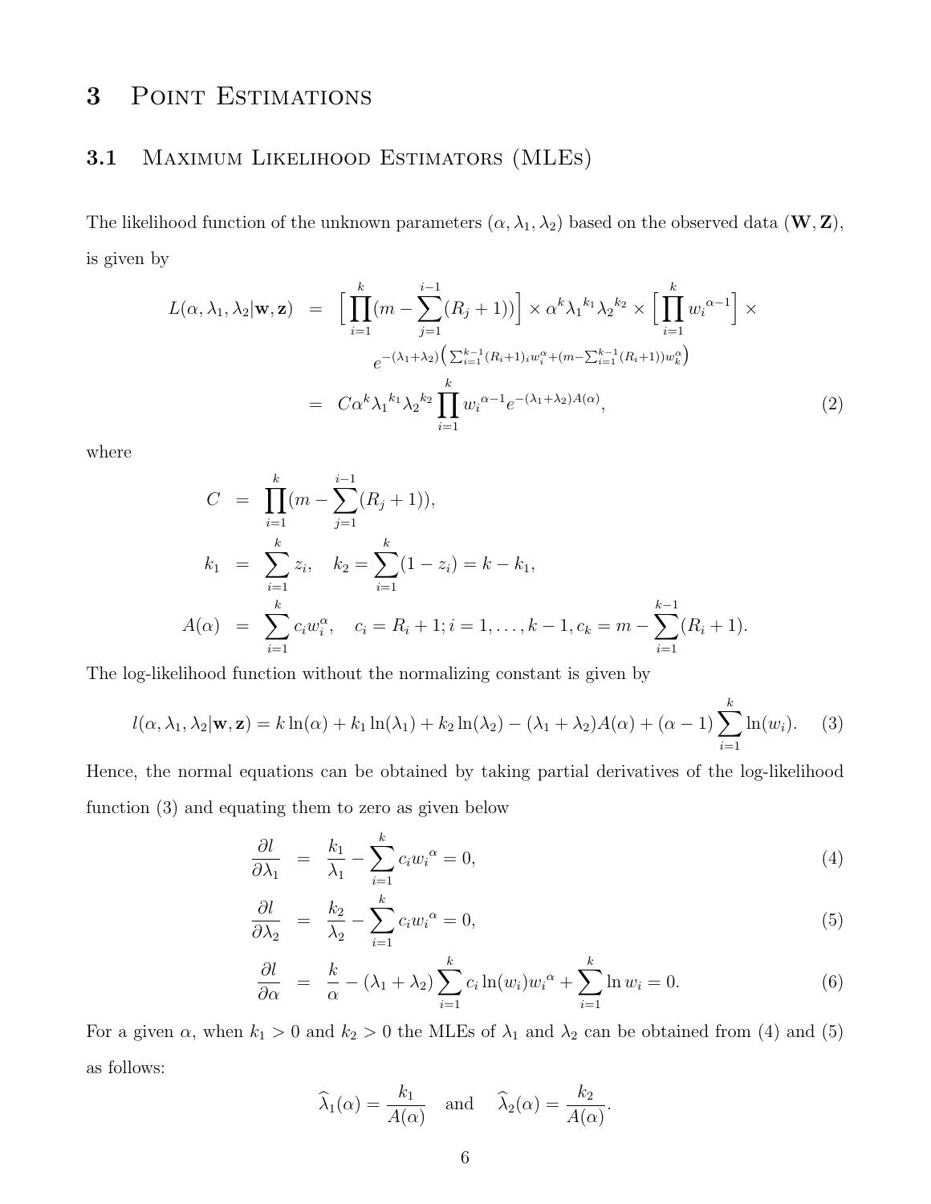# 3 Point Estimations

## 3.1 Maximum Likelihood Estimators (MLEs)

The likelihood function of the unknown parameters $(\alpha, \lambda_1, \lambda_2)$ based on the observed data $(\mathbf{W}, \mathbf{Z})$, is given by

$$
\begin{aligned}
L(\alpha, \lambda_1, \lambda_2|\mathbf{w}, \mathbf{z}) &= \Big[\prod_{i=1}^{k}(m - \sum_{j=1}^{i-1}(R_j+1))\Big] \times \alpha^k {\lambda_1}^{k_1} {\lambda_2}^{k_2} \times \Big[\prod_{i=1}^{k} {w_i}^{\alpha-1}\Big] \times \\
&\qquad e^{-(\lambda_1+\lambda_2)\left(\sum_{i=1}^{k-1}(R_i+1)_i w_i^{\alpha} + (m - \sum_{i=1}^{k-1}(R_i+1)) w_k^{\alpha}\right)} \\
&= C\alpha^k {\lambda_1}^{k_1} {\lambda_2}^{k_2} \prod_{i=1}^{k} {w_i}^{\alpha-1} e^{-(\lambda_1+\lambda_2)A(\alpha)}, \qquad (2)
\end{aligned}
$$

where

$$
\begin{aligned}
C &= \prod_{i=1}^{k}(m - \sum_{j=1}^{i-1}(R_j+1)), \\
k_1 &= \sum_{i=1}^{k} z_i, \quad k_2 = \sum_{i=1}^{k}(1 - z_i) = k - k_1, \\
A(\alpha) &= \sum_{i=1}^{k} c_i w_i^{\alpha}, \quad c_i = R_i + 1; i = 1, \ldots, k-1, c_k = m - \sum_{i=1}^{k-1}(R_i+1).
\end{aligned}
$$

The log-likelihood function without the normalizing constant is given by

$$
l(\alpha, \lambda_1, \lambda_2|\mathbf{w}, \mathbf{z}) = k\ln(\alpha) + k_1\ln(\lambda_1) + k_2\ln(\lambda_2) - (\lambda_1+\lambda_2)A(\alpha) + (\alpha-1)\sum_{i=1}^{k}\ln(w_i). \qquad (3)
$$

Hence, the normal equations can be obtained by taking partial derivatives of the log-likelihood function (3) and equating them to zero as given below

$$
\begin{aligned}
\frac{\partial l}{\partial \lambda_1} &= \frac{k_1}{\lambda_1} - \sum_{i=1}^{k} c_i {w_i}^{\alpha} = 0, \qquad (4) \\
\frac{\partial l}{\partial \lambda_2} &= \frac{k_2}{\lambda_2} - \sum_{i=1}^{k} c_i {w_i}^{\alpha} = 0, \qquad (5) \\
\frac{\partial l}{\partial \alpha} &= \frac{k}{\alpha} - (\lambda_1+\lambda_2)\sum_{i=1}^{k} c_i \ln(w_i){w_i}^{\alpha} + \sum_{i=1}^{k}\ln w_i = 0. \qquad (6)
\end{aligned}
$$

For a given $\alpha$, when $k_1 > 0$ and $k_2 > 0$ the MLEs of $\lambda_1$ and $\lambda_2$ can be obtained from (4) and (5) as follows:

$$
\widehat{\lambda}_1(\alpha) = \frac{k_1}{A(\alpha)} \quad \text{and} \quad \widehat{\lambda}_2(\alpha) = \frac{k_2}{A(\alpha)}.
$$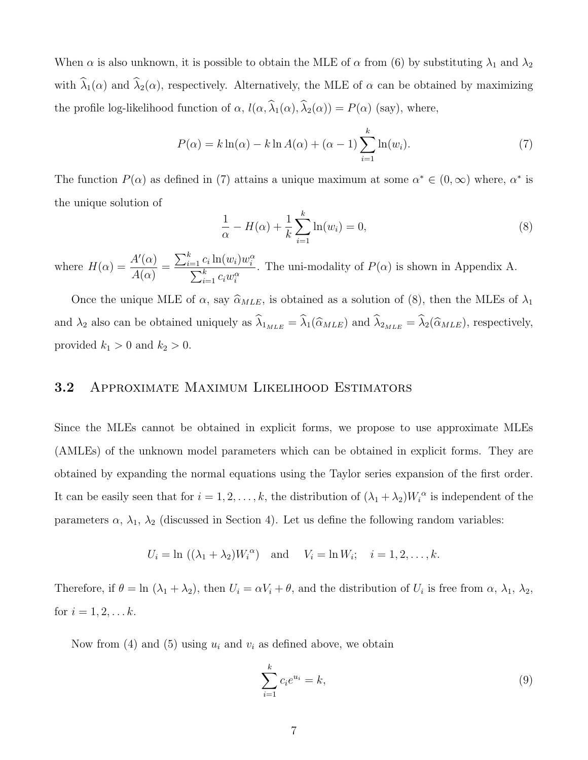When $\alpha$ is also unknown, it is possible to obtain the MLE of $\alpha$ from (6) by substituting $\lambda_1$ and $\lambda_2$ with $\widehat{\lambda}_1(\alpha)$ and $\widehat{\lambda}_2(\alpha)$, respectively. Alternatively, the MLE of $\alpha$ can be obtained by maximizing the profile log-likelihood function of $\alpha$, $l(\alpha, \widehat{\lambda}_1(\alpha), \widehat{\lambda}_2(\alpha)) = P(\alpha)$ (say), where,

$$P(\alpha) = k \ln(\alpha) - k \ln A(\alpha) + (\alpha - 1) \sum_{i=1}^{k} \ln(w_i). \tag{7}$$

The function $P(\alpha)$ as defined in (7) attains a unique maximum at some $\alpha^* \in (0, \infty)$ where, $\alpha^*$ is the unique solution of

$$\frac{1}{\alpha} - H(\alpha) + \frac{1}{k} \sum_{i=1}^{k} \ln(w_i) = 0, \tag{8}$$

where $H(\alpha) = \dfrac{A'(\alpha)}{A(\alpha)} = \dfrac{\sum_{i=1}^{k} c_i \ln(w_i) w_i^{\alpha}}{\sum_{i=1}^{k} c_i w_i^{\alpha}}$. The uni-modality of $P(\alpha)$ is shown in Appendix A.

Once the unique MLE of $\alpha$, say $\widehat{\alpha}_{MLE}$, is obtained as a solution of (8), then the MLEs of $\lambda_1$ and $\lambda_2$ also can be obtained uniquely as $\widehat{\lambda}_{1_{MLE}} = \widehat{\lambda}_1(\widehat{\alpha}_{MLE})$ and $\widehat{\lambda}_{2_{MLE}} = \widehat{\lambda}_2(\widehat{\alpha}_{MLE})$, respectively, provided $k_1 > 0$ and $k_2 > 0$.

## 3.2 Approximate Maximum Likelihood Estimators

Since the MLEs cannot be obtained in explicit forms, we propose to use approximate MLEs (AMLEs) of the unknown model parameters which can be obtained in explicit forms. They are obtained by expanding the normal equations using the Taylor series expansion of the first order. It can be easily seen that for $i = 1, 2, \ldots, k$, the distribution of $(\lambda_1 + \lambda_2) {W_i}^{\alpha}$ is independent of the parameters $\alpha$, $\lambda_1$, $\lambda_2$ (discussed in Section 4). Let us define the following random variables:

$$U_i = \ln\left((\lambda_1 + \lambda_2) {W_i}^{\alpha}\right) \quad \text{and} \quad V_i = \ln W_i; \quad i = 1, 2, \ldots, k.$$

Therefore, if $\theta = \ln\,(\lambda_1 + \lambda_2)$, then $U_i = \alpha V_i + \theta$, and the distribution of $U_i$ is free from $\alpha$, $\lambda_1$, $\lambda_2$, for $i = 1, 2, \ldots k$.

Now from (4) and (5) using $u_i$ and $v_i$ as defined above, we obtain

$$\sum_{i=1}^{k} c_i e^{u_i} = k, \tag{9}$$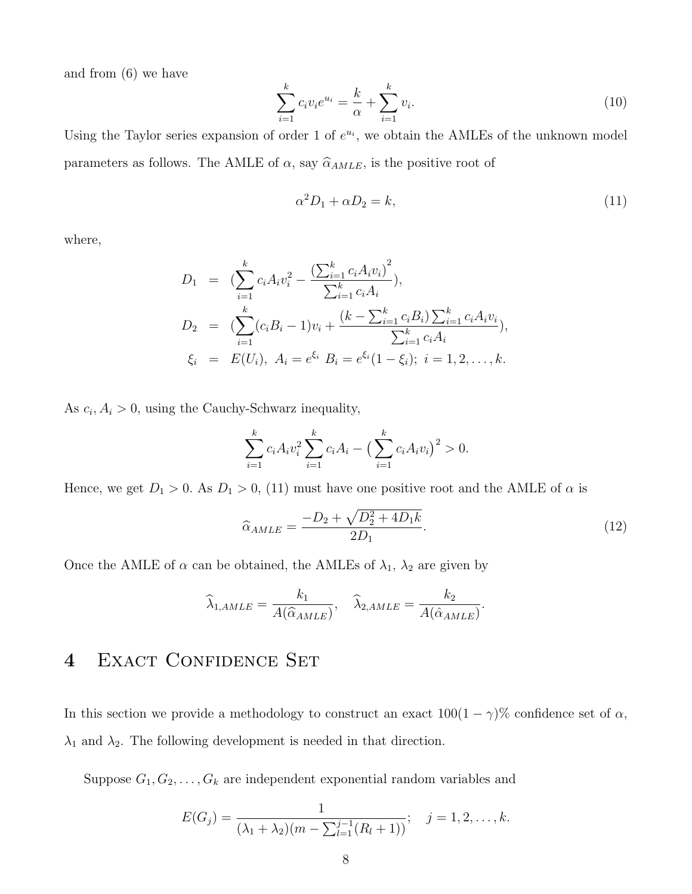and from (6) we have

$$\sum_{i=1}^{k} c_i v_i e^{u_i} = \frac{k}{\alpha} + \sum_{i=1}^{k} v_i. \tag{10}$$

Using the Taylor series expansion of order 1 of $e^{u_i}$, we obtain the AMLEs of the unknown model parameters as follows. The AMLE of $\alpha$, say $\widehat{\alpha}_{AMLE}$, is the positive root of

$$\alpha^2 D_1 + \alpha D_2 = k, \tag{11}$$

where,

$$\begin{aligned}
D_1 &= \Big(\sum_{i=1}^{k} c_i A_i v_i^2 - \frac{\left(\sum_{i=1}^{k} c_i A_i v_i\right)^2}{\sum_{i=1}^{k} c_i A_i}\Big), \\
D_2 &= \Big(\sum_{i=1}^{k} (c_i B_i - 1) v_i + \frac{(k - \sum_{i=1}^{k} c_i B_i) \sum_{i=1}^{k} c_i A_i v_i}{\sum_{i=1}^{k} c_i A_i}\Big), \\
\xi_i &= E(U_i), \ A_i = e^{\xi_i} \ B_i = e^{\xi_i}(1 - \xi_i); \ i = 1, 2, \ldots, k.
\end{aligned}$$

As $c_i, A_i > 0$, using the Cauchy-Schwarz inequality,

$$\sum_{i=1}^{k} c_i A_i v_i^2 \sum_{i=1}^{k} c_i A_i - \big(\sum_{i=1}^{k} c_i A_i v_i\big)^2 > 0.$$

Hence, we get $D_1 > 0$. As $D_1 > 0$, (11) must have one positive root and the AMLE of $\alpha$ is

$$\widehat{\alpha}_{AMLE} = \frac{-D_2 + \sqrt{D_2^2 + 4 D_1 k}}{2 D_1}. \tag{12}$$

Once the AMLE of $\alpha$ can be obtained, the AMLEs of $\lambda_1$, $\lambda_2$ are given by

$$\widehat{\lambda}_{1,AMLE} = \frac{k_1}{A(\widehat{\alpha}_{AMLE})}, \quad \widehat{\lambda}_{2,AMLE} = \frac{k_2}{A(\hat{\alpha}_{AMLE})}.$$

# 4 Exact Confidence Set

In this section we provide a methodology to construct an exact $100(1-\gamma)\%$ confidence set of $\alpha$, $\lambda_1$ and $\lambda_2$. The following development is needed in that direction.

Suppose $G_1, G_2, \ldots, G_k$ are independent exponential random variables and

$$E(G_j) = \frac{1}{(\lambda_1 + \lambda_2)(m - \sum_{l=1}^{j-1}(R_l + 1))}; \quad j = 1, 2, \ldots, k.$$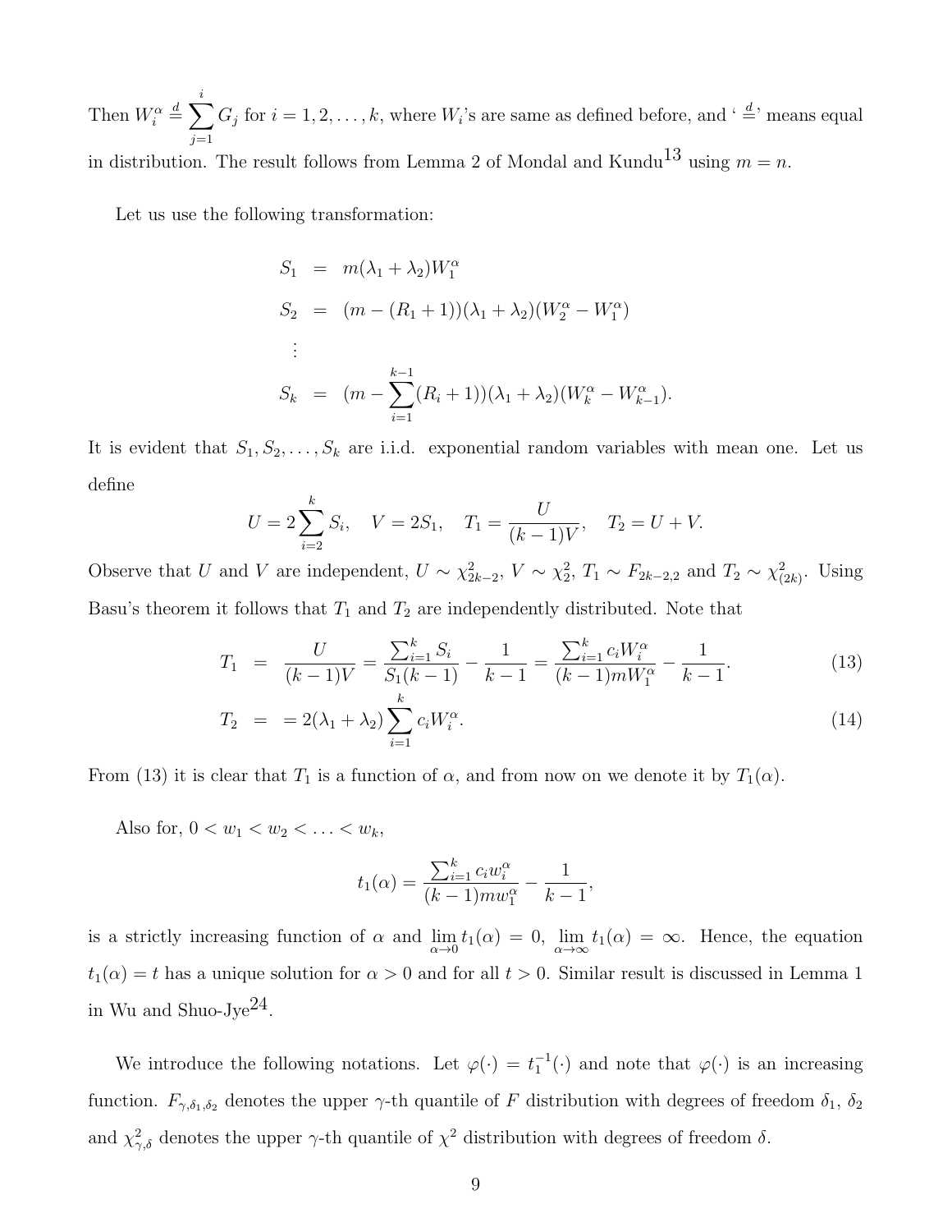Then $W_i^\alpha \stackrel{d}{=} \sum_{j=1}^{i} G_j$ for $i = 1, 2, \ldots, k$, where $W_i$'s are same as defined before, and '$\stackrel{d}{=}$' means equal in distribution. The result follows from Lemma 2 of Mondal and Kundu[13] using $m = n$.

Let us use the following transformation:

$$
\begin{aligned}
S_1 &= m(\lambda_1 + \lambda_2)W_1^\alpha \\
S_2 &= (m - (R_1 + 1))(\lambda_1 + \lambda_2)(W_2^\alpha - W_1^\alpha) \\
&\vdots \\
S_k &= (m - \sum_{i=1}^{k-1}(R_i + 1))(\lambda_1 + \lambda_2)(W_k^\alpha - W_{k-1}^\alpha).
\end{aligned}
$$

It is evident that $S_1, S_2, \ldots, S_k$ are i.i.d. exponential random variables with mean one. Let us define

$$
U = 2\sum_{i=2}^{k} S_i, \quad V = 2S_1, \quad T_1 = \frac{U}{(k-1)V}, \quad T_2 = U + V.
$$

Observe that $U$ and $V$ are independent, $U \sim \chi^2_{2k-2}$, $V \sim \chi^2_2$, $T_1 \sim F_{2k-2,2}$ and $T_2 \sim \chi^2_{(2k)}$. Using Basu's theorem it follows that $T_1$ and $T_2$ are independently distributed. Note that

$$
T_1 = \frac{U}{(k-1)V} = \frac{\sum_{i=1}^{k} S_i}{S_1(k-1)} - \frac{1}{k-1} = \frac{\sum_{i=1}^{k} c_i W_i^\alpha}{(k-1)mW_1^\alpha} - \frac{1}{k-1}. \tag{13}
$$

$$
T_2 = = 2(\lambda_1 + \lambda_2)\sum_{i=1}^{k} c_i W_i^\alpha. \tag{14}
$$

From (13) it is clear that $T_1$ is a function of $\alpha$, and from now on we denote it by $T_1(\alpha)$.

Also for, $0 < w_1 < w_2 < \ldots < w_k$,

$$
t_1(\alpha) = \frac{\sum_{i=1}^{k} c_i w_i^\alpha}{(k-1)mw_1^\alpha} - \frac{1}{k-1},
$$

is a strictly increasing function of $\alpha$ and $\lim_{\alpha\to 0} t_1(\alpha) = 0$, $\lim_{\alpha\to\infty} t_1(\alpha) = \infty$. Hence, the equation $t_1(\alpha) = t$ has a unique solution for $\alpha > 0$ and for all $t > 0$. Similar result is discussed in Lemma 1 in Wu and Shuo-Jye[24].

We introduce the following notations. Let $\varphi(\cdot) = t_1^{-1}(\cdot)$ and note that $\varphi(\cdot)$ is an increasing function. $F_{\gamma,\delta_1,\delta_2}$ denotes the upper $\gamma$-th quantile of $F$ distribution with degrees of freedom $\delta_1$, $\delta_2$ and $\chi^2_{\gamma,\delta}$ denotes the upper $\gamma$-th quantile of $\chi^2$ distribution with degrees of freedom $\delta$.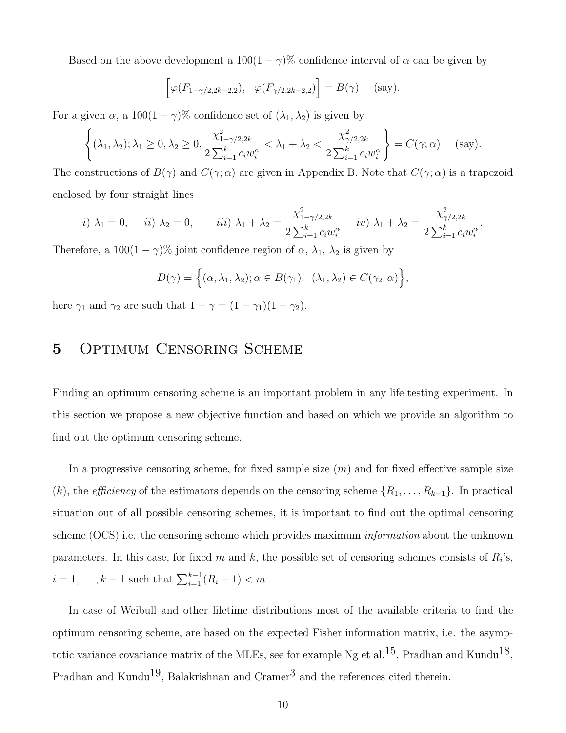Based on the above development a $100(1-\gamma)\%$ confidence interval of $\alpha$ can be given by

$$\Big[\varphi(F_{1-\gamma/2,2k-2,2}),\quad \varphi(F_{\gamma/2,2k-2,2})\Big] = B(\gamma) \quad \text{(say)}.$$

For a given $\alpha$, a $100(1-\gamma)\%$ confidence set of $(\lambda_1, \lambda_2)$ is given by

$$\left\{(\lambda_1, \lambda_2); \lambda_1 \geq 0, \lambda_2 \geq 0, \frac{\chi^2_{1-\gamma/2,2k}}{2\sum_{i=1}^{k} c_i w_i^{\alpha}} < \lambda_1 + \lambda_2 < \frac{\chi^2_{\gamma/2,2k}}{2\sum_{i=1}^{k} c_i w_i^{\alpha}}\right\} = C(\gamma;\alpha) \quad \text{(say)}.$$

The constructions of $B(\gamma)$ and $C(\gamma;\alpha)$ are given in Appendix B. Note that $C(\gamma;\alpha)$ is a trapezoid enclosed by four straight lines

$$i)\ \lambda_1 = 0, \quad ii)\ \lambda_2 = 0, \quad iii)\ \lambda_1 + \lambda_2 = \frac{\chi^2_{1-\gamma/2,2k}}{2\sum_{i=1}^{k} c_i w_i^{\alpha}} \quad iv)\ \lambda_1 + \lambda_2 = \frac{\chi^2_{\gamma/2,2k}}{2\sum_{i=1}^{k} c_i w_i^{\alpha}}.$$

Therefore, a $100(1-\gamma)\%$ joint confidence region of $\alpha$, $\lambda_1$, $\lambda_2$ is given by

$$D(\gamma) = \Big\{(\alpha, \lambda_1, \lambda_2); \alpha \in B(\gamma_1),\ \ (\lambda_1, \lambda_2) \in C(\gamma_2;\alpha)\Big\},$$

here $\gamma_1$ and $\gamma_2$ are such that $1-\gamma = (1-\gamma_1)(1-\gamma_2)$.

# 5 Optimum Censoring Scheme

Finding an optimum censoring scheme is an important problem in any life testing experiment. In this section we propose a new objective function and based on which we provide an algorithm to find out the optimum censoring scheme.

In a progressive censoring scheme, for fixed sample size ($m$) and for fixed effective sample size ($k$), the *efficiency* of the estimators depends on the censoring scheme $\{R_1, \ldots, R_{k-1}\}$. In practical situation out of all possible censoring schemes, it is important to find out the optimal censoring scheme (OCS) i.e. the censoring scheme which provides maximum *information* about the unknown parameters. In this case, for fixed $m$ and $k$, the possible set of censoring schemes consists of $R_i$'s, $i = 1, \ldots, k-1$ such that $\sum_{i=1}^{k-1}(R_i + 1) < m$.

In case of Weibull and other lifetime distributions most of the available criteria to find the optimum censoring scheme, are based on the expected Fisher information matrix, i.e. the asymptotic variance covariance matrix of the MLEs, see for example Ng et al.[15], Pradhan and Kundu[18], Pradhan and Kundu[19], Balakrishnan and Cramer[3] and the references cited therein.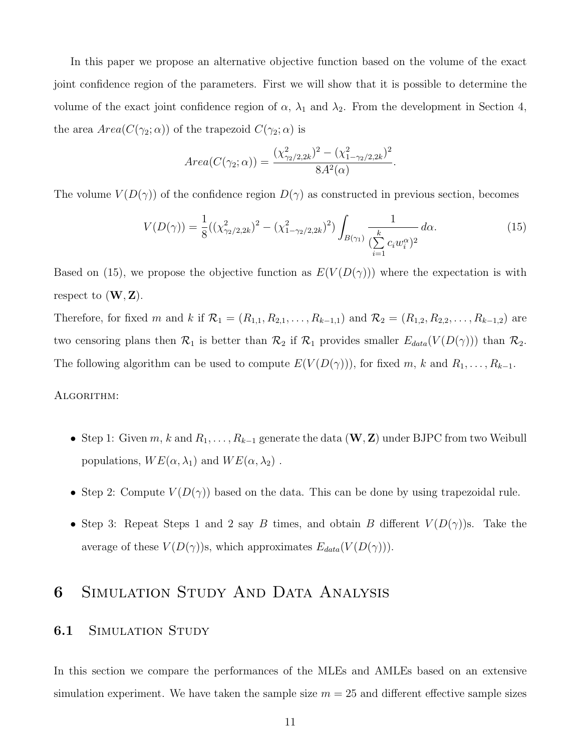In this paper we propose an alternative objective function based on the volume of the exact joint confidence region of the parameters. First we will show that it is possible to determine the volume of the exact joint confidence region of $\alpha$, $\lambda_1$ and $\lambda_2$. From the development in Section 4, the area $Area(C(\gamma_2;\alpha))$ of the trapezoid $C(\gamma_2;\alpha)$ is

$$Area(C(\gamma_2;\alpha)) = \frac{(\chi^2_{\gamma_2/2,2k})^2 - (\chi^2_{1-\gamma_2/2,2k})^2}{8A^2(\alpha)}.$$

The volume $V(D(\gamma))$ of the confidence region $D(\gamma)$ as constructed in previous section, becomes

$$V(D(\gamma)) = \frac{1}{8}((\chi^2_{\gamma_2/2,2k})^2 - (\chi^2_{1-\gamma_2/2,2k})^2)\int_{B(\gamma_1)} \frac{1}{(\sum\limits_{i=1}^{k} c_i w_i^{\alpha})^2}\, d\alpha. \tag{15}$$

Based on (15), we propose the objective function as $E(V(D(\gamma)))$ where the expectation is with respect to $(\mathbf{W}, \mathbf{Z})$.

Therefore, for fixed $m$ and $k$ if $\mathcal{R}_1 = (R_{1,1}, R_{2,1}, \ldots, R_{k-1,1})$ and $\mathcal{R}_2 = (R_{1,2}, R_{2,2}, \ldots, R_{k-1,2})$ are two censoring plans then $\mathcal{R}_1$ is better than $\mathcal{R}_2$ if $\mathcal{R}_1$ provides smaller $E_{data}(V(D(\gamma)))$ than $\mathcal{R}_2$. The following algorithm can be used to compute $E(V(D(\gamma)))$, for fixed $m$, $k$ and $R_1, \ldots, R_{k-1}$.

Algorithm:

- Step 1: Given $m$, $k$ and $R_1, \ldots, R_{k-1}$ generate the data $(\mathbf{W}, \mathbf{Z})$ under BJPC from two Weibull populations, $WE(\alpha, \lambda_1)$ and $WE(\alpha, \lambda_2)$ .
- Step 2: Compute $V(D(\gamma))$ based on the data. This can be done by using trapezoidal rule.
- Step 3: Repeat Steps 1 and 2 say $B$ times, and obtain $B$ different $V(D(\gamma))$s. Take the average of these $V(D(\gamma))$s, which approximates $E_{data}(V(D(\gamma)))$.

# 6 Simulation Study And Data Analysis

## 6.1 Simulation Study

In this section we compare the performances of the MLEs and AMLEs based on an extensive simulation experiment. We have taken the sample size $m = 25$ and different effective sample sizes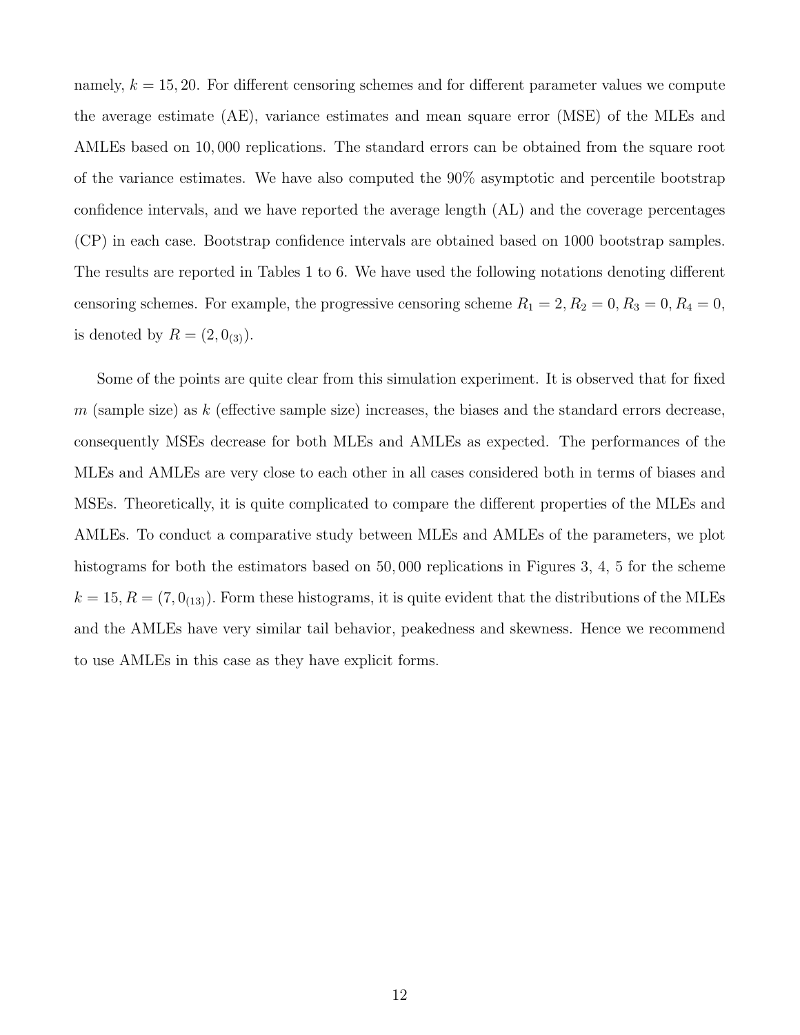namely, $k = 15, 20$. For different censoring schemes and for different parameter values we compute the average estimate (AE), variance estimates and mean square error (MSE) of the MLEs and AMLEs based on $10,000$ replications. The standard errors can be obtained from the square root of the variance estimates. We have also computed the 90% asymptotic and percentile bootstrap confidence intervals, and we have reported the average length (AL) and the coverage percentages (CP) in each case. Bootstrap confidence intervals are obtained based on 1000 bootstrap samples. The results are reported in Tables 1 to 6. We have used the following notations denoting different censoring schemes. For example, the progressive censoring scheme $R_1 = 2, R_2 = 0, R_3 = 0, R_4 = 0$, is denoted by $R = (2, 0_{(3)})$.

Some of the points are quite clear from this simulation experiment. It is observed that for fixed $m$ (sample size) as $k$ (effective sample size) increases, the biases and the standard errors decrease, consequently MSEs decrease for both MLEs and AMLEs as expected. The performances of the MLEs and AMLEs are very close to each other in all cases considered both in terms of biases and MSEs. Theoretically, it is quite complicated to compare the different properties of the MLEs and AMLEs. To conduct a comparative study between MLEs and AMLEs of the parameters, we plot histograms for both the estimators based on $50,000$ replications in Figures 3, 4, 5 for the scheme $k = 15, R = (7, 0_{(13)})$. Form these histograms, it is quite evident that the distributions of the MLEs and the AMLEs have very similar tail behavior, peakedness and skewness. Hence we recommend to use AMLEs in this case as they have explicit forms.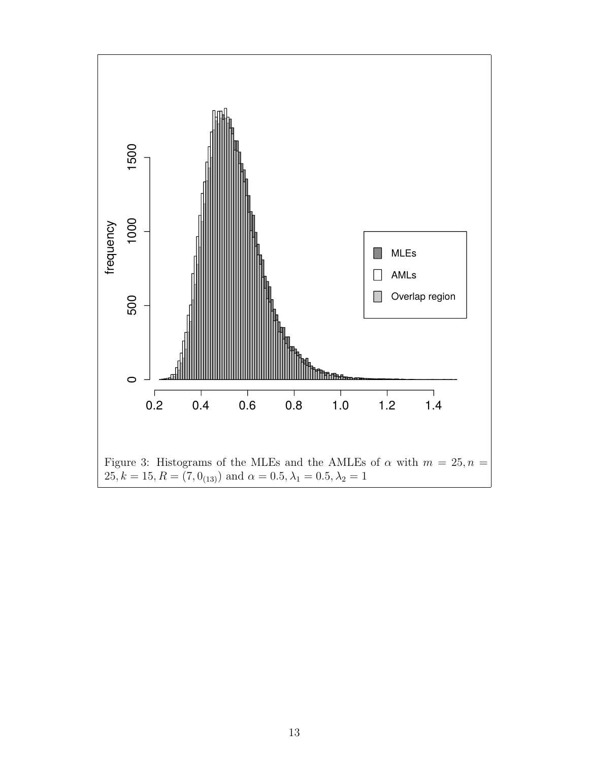Figure 3: Histograms of the MLEs and the AMLEs of $\alpha$ with $m = 25, n = 25, k = 15, R = (7, 0_{(13)})$ and $\alpha = 0.5, \lambda_1 = 0.5, \lambda_2 = 1$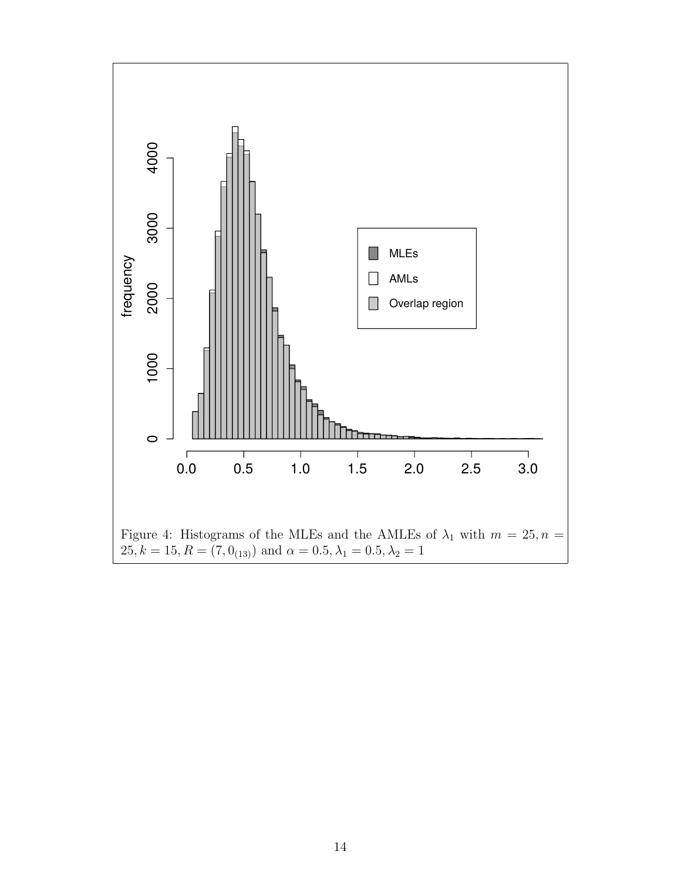Figure 4: Histograms of the MLEs and the AMLEs of $\lambda_1$ with $m = 25, n = 25, k = 15, R = (7, 0_{(13)})$ and $\alpha = 0.5, \lambda_1 = 0.5, \lambda_2 = 1$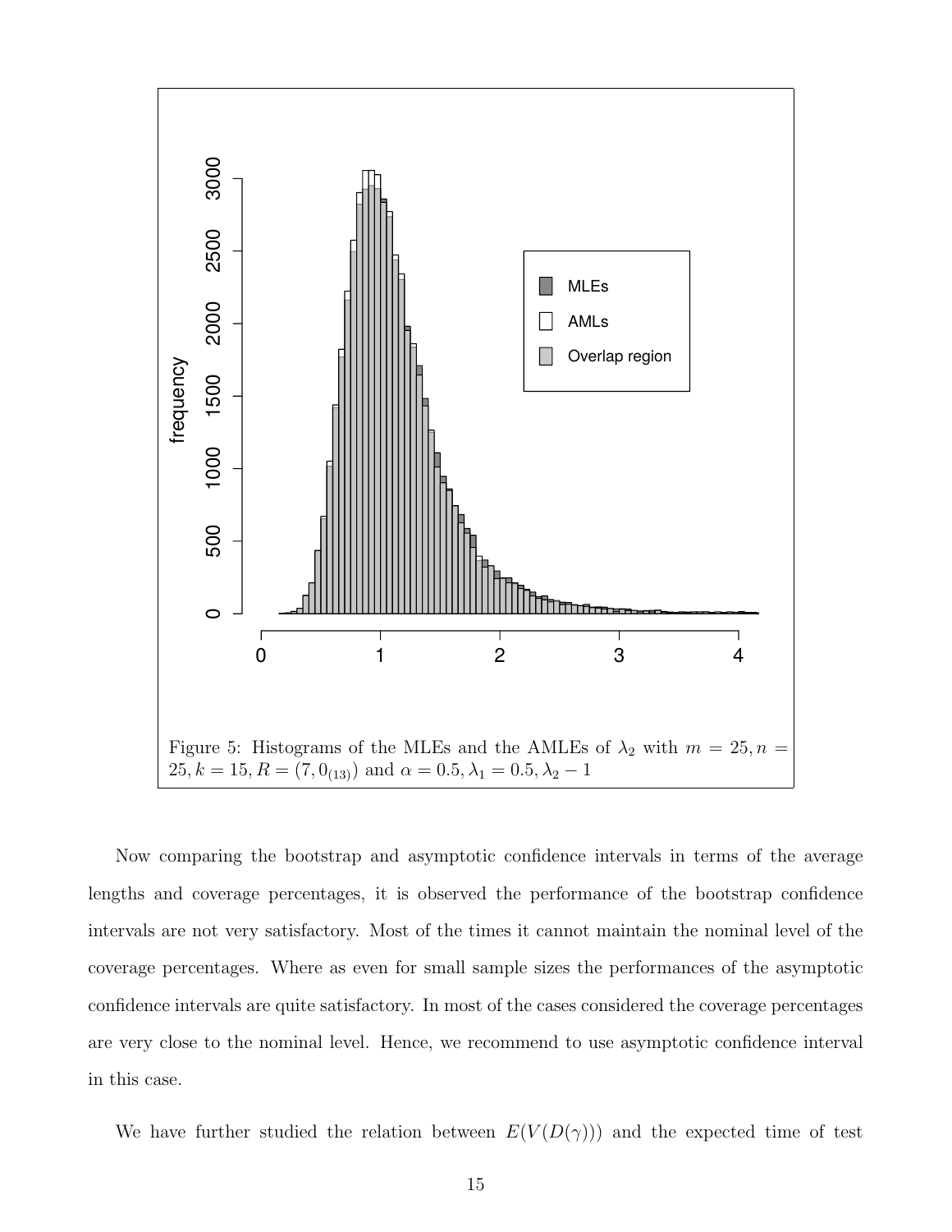Figure 5: Histograms of the MLEs and the AMLEs of $\lambda_2$ with $m = 25, n = 25, k = 15, R = (7, 0_{(13)})$ and $\alpha = 0.5, \lambda_1 = 0.5, \lambda_2 - 1$

Now comparing the bootstrap and asymptotic confidence intervals in terms of the average lengths and coverage percentages, it is observed the performance of the bootstrap confidence intervals are not very satisfactory. Most of the times it cannot maintain the nominal level of the coverage percentages. Where as even for small sample sizes the performances of the asymptotic confidence intervals are quite satisfactory. In most of the cases considered the coverage percentages are very close to the nominal level. Hence, we recommend to use asymptotic confidence interval in this case.

We have further studied the relation between $E(V(D(\gamma)))$ and the expected time of test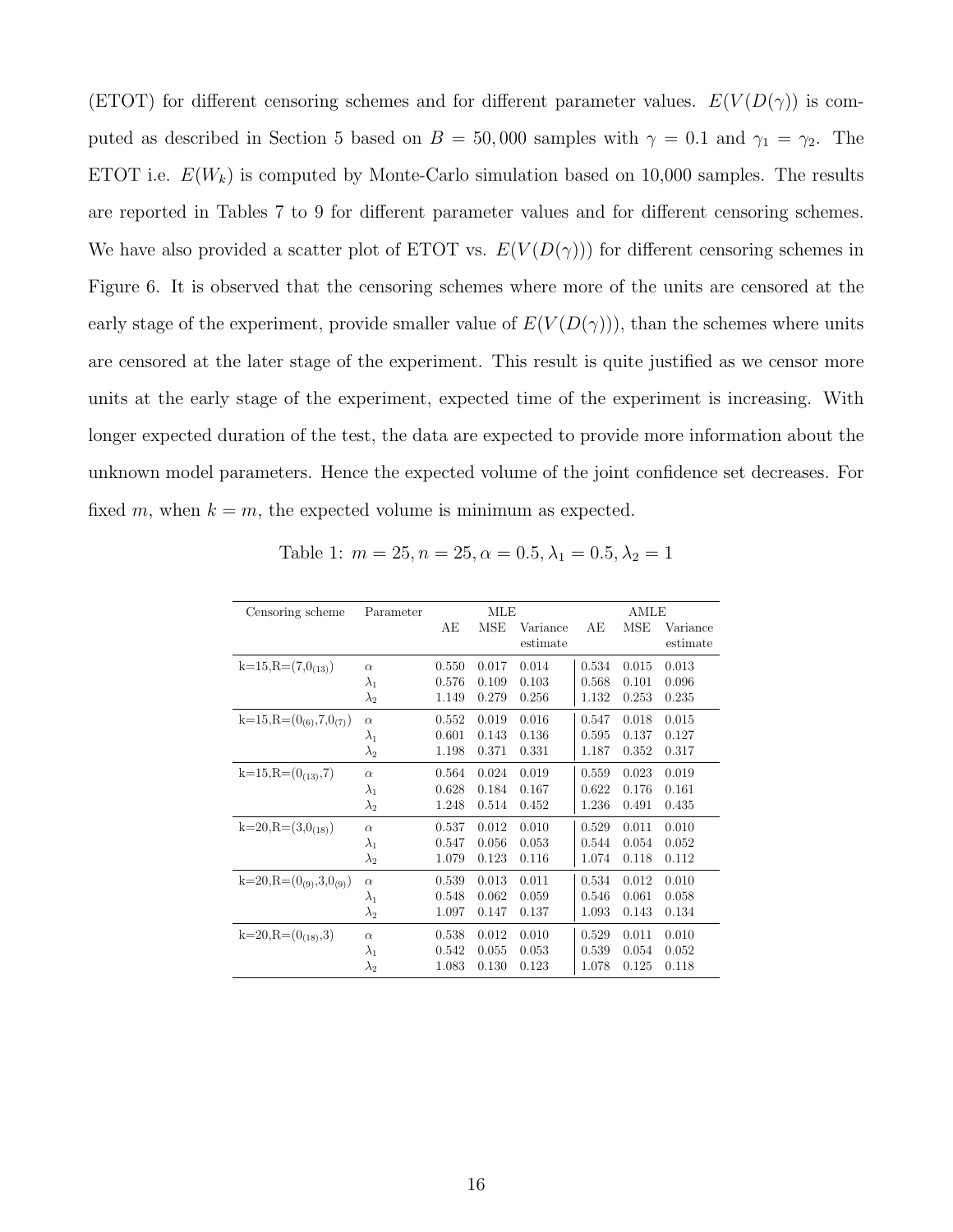(ETOT) for different censoring schemes and for different parameter values. $E(V(D(\gamma))$ is computed as described in Section 5 based on $B = 50,000$ samples with $\gamma = 0.1$ and $\gamma_1 = \gamma_2$. The ETOT i.e. $E(W_k)$ is computed by Monte-Carlo simulation based on 10,000 samples. The results are reported in Tables 7 to 9 for different parameter values and for different censoring schemes. We have also provided a scatter plot of ETOT vs. $E(V(D(\gamma)))$ for different censoring schemes in Figure 6. It is observed that the censoring schemes where more of the units are censored at the early stage of the experiment, provide smaller value of $E(V(D(\gamma)))$, than the schemes where units are censored at the later stage of the experiment. This result is quite justified as we censor more units at the early stage of the experiment, expected time of the experiment is increasing. With longer expected duration of the test, the data are expected to provide more information about the unknown model parameters. Hence the expected volume of the joint confidence set decreases. For fixed $m$, when $k = m$, the expected volume is minimum as expected.

Table 1: $m = 25, n = 25, \alpha = 0.5, \lambda_1 = 0.5, \lambda_2 = 1$

| Censoring scheme | Parameter | MLE | | | AMLE | | |
|---|---|---|---|---|---|---|---|
| | | AE | MSE | Variance estimate | AE | MSE | Variance estimate |
| k=15,R=$(7,0_{(13)})$ | $\alpha$ | 0.550 | 0.017 | 0.014 | 0.534 | 0.015 | 0.013 |
| | $\lambda_1$ | 0.576 | 0.109 | 0.103 | 0.568 | 0.101 | 0.096 |
| | $\lambda_2$ | 1.149 | 0.279 | 0.256 | 1.132 | 0.253 | 0.235 |
| k=15,R=$(0_{(6)},7,0_{(7)})$ | $\alpha$ | 0.552 | 0.019 | 0.016 | 0.547 | 0.018 | 0.015 |
| | $\lambda_1$ | 0.601 | 0.143 | 0.136 | 0.595 | 0.137 | 0.127 |
| | $\lambda_2$ | 1.198 | 0.371 | 0.331 | 1.187 | 0.352 | 0.317 |
| k=15,R=$(0_{(13)},7)$ | $\alpha$ | 0.564 | 0.024 | 0.019 | 0.559 | 0.023 | 0.019 |
| | $\lambda_1$ | 0.628 | 0.184 | 0.167 | 0.622 | 0.176 | 0.161 |
| | $\lambda_2$ | 1.248 | 0.514 | 0.452 | 1.236 | 0.491 | 0.435 |
| k=20,R=$(3,0_{(18)})$ | $\alpha$ | 0.537 | 0.012 | 0.010 | 0.529 | 0.011 | 0.010 |
| | $\lambda_1$ | 0.547 | 0.056 | 0.053 | 0.544 | 0.054 | 0.052 |
| | $\lambda_2$ | 1.079 | 0.123 | 0.116 | 1.074 | 0.118 | 0.112 |
| k=20,R=$(0_{(9)},3,0_{(9)})$ | $\alpha$ | 0.539 | 0.013 | 0.011 | 0.534 | 0.012 | 0.010 |
| | $\lambda_1$ | 0.548 | 0.062 | 0.059 | 0.546 | 0.061 | 0.058 |
| | $\lambda_2$ | 1.097 | 0.147 | 0.137 | 1.093 | 0.143 | 0.134 |
| k=20,R=$(0_{(18)},3)$ | $\alpha$ | 0.538 | 0.012 | 0.010 | 0.529 | 0.011 | 0.010 |
| | $\lambda_1$ | 0.542 | 0.055 | 0.053 | 0.539 | 0.054 | 0.052 |
| | $\lambda_2$ | 1.083 | 0.130 | 0.123 | 1.078 | 0.125 | 0.118 |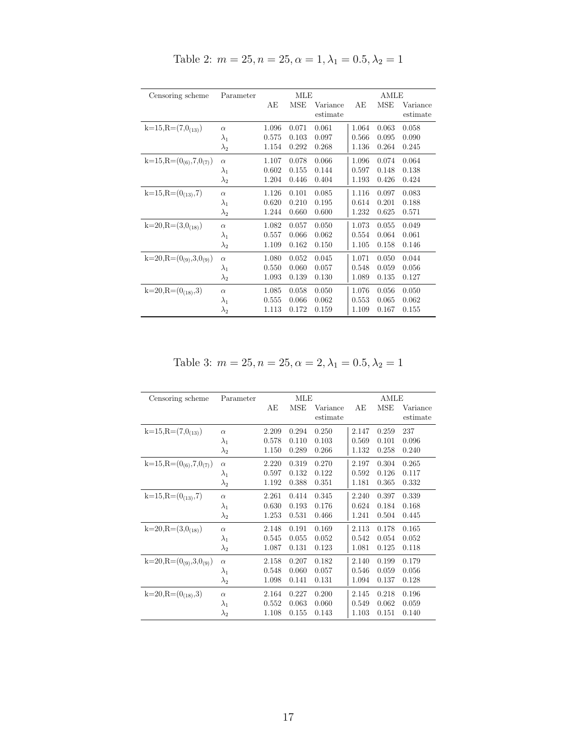Table 2: $m = 25, n = 25, \alpha = 1, \lambda_1 = 0.5, \lambda_2 = 1$

| Censoring scheme | Parameter | MLE | | | AMLE | | |
|---|---|---|---|---|---|---|---|
| | | AE | MSE | Variance estimate | AE | MSE | Variance estimate |
| k=15,R=$(7,0_{(13)})$ | $\alpha$ | 1.096 | 0.071 | 0.061 | 1.064 | 0.063 | 0.058 |
| | $\lambda_1$ | 0.575 | 0.103 | 0.097 | 0.566 | 0.095 | 0.090 |
| | $\lambda_2$ | 1.154 | 0.292 | 0.268 | 1.136 | 0.264 | 0.245 |
| k=15,R=$(0_{(6)},7,0_{(7)})$ | $\alpha$ | 1.107 | 0.078 | 0.066 | 1.096 | 0.074 | 0.064 |
| | $\lambda_1$ | 0.602 | 0.155 | 0.144 | 0.597 | 0.148 | 0.138 |
| | $\lambda_2$ | 1.204 | 0.446 | 0.404 | 1.193 | 0.426 | 0.424 |
| k=15,R=$(0_{(13)},7)$ | $\alpha$ | 1.126 | 0.101 | 0.085 | 1.116 | 0.097 | 0.083 |
| | $\lambda_1$ | 0.620 | 0.210 | 0.195 | 0.614 | 0.201 | 0.188 |
| | $\lambda_2$ | 1.244 | 0.660 | 0.600 | 1.232 | 0.625 | 0.571 |
| k=20,R=$(3,0_{(18)})$ | $\alpha$ | 1.082 | 0.057 | 0.050 | 1.073 | 0.055 | 0.049 |
| | $\lambda_1$ | 0.557 | 0.066 | 0.062 | 0.554 | 0.064 | 0.061 |
| | $\lambda_2$ | 1.109 | 0.162 | 0.150 | 1.105 | 0.158 | 0.146 |
| k=20,R=$(0_{(9)},3,0_{(9)})$ | $\alpha$ | 1.080 | 0.052 | 0.045 | 1.071 | 0.050 | 0.044 |
| | $\lambda_1$ | 0.550 | 0.060 | 0.057 | 0.548 | 0.059 | 0.056 |
| | $\lambda_2$ | 1.093 | 0.139 | 0.130 | 1.089 | 0.135 | 0.127 |
| k=20,R=$(0_{(18)},3)$ | $\alpha$ | 1.085 | 0.058 | 0.050 | 1.076 | 0.056 | 0.050 |
| | $\lambda_1$ | 0.555 | 0.066 | 0.062 | 0.553 | 0.065 | 0.062 |
| | $\lambda_2$ | 1.113 | 0.172 | 0.159 | 1.109 | 0.167 | 0.155 |

Table 3: $m = 25, n = 25, \alpha = 2, \lambda_1 = 0.5, \lambda_2 = 1$

| Censoring scheme | Parameter | MLE | | | AMLE | | |
|---|---|---|---|---|---|---|---|
| | | AE | MSE | Variance estimate | AE | MSE | Variance estimate |
| k=15,R=$(7,0_{(13)})$ | $\alpha$ | 2.209 | 0.294 | 0.250 | 2.147 | 0.259 | 237 |
| | $\lambda_1$ | 0.578 | 0.110 | 0.103 | 0.569 | 0.101 | 0.096 |
| | $\lambda_2$ | 1.150 | 0.289 | 0.266 | 1.132 | 0.258 | 0.240 |
| k=15,R=$(0_{(6)},7,0_{(7)})$ | $\alpha$ | 2.220 | 0.319 | 0.270 | 2.197 | 0.304 | 0.265 |
| | $\lambda_1$ | 0.597 | 0.132 | 0.122 | 0.592 | 0.126 | 0.117 |
| | $\lambda_2$ | 1.192 | 0.388 | 0.351 | 1.181 | 0.365 | 0.332 |
| k=15,R=$(0_{(13)},7)$ | $\alpha$ | 2.261 | 0.414 | 0.345 | 2.240 | 0.397 | 0.339 |
| | $\lambda_1$ | 0.630 | 0.193 | 0.176 | 0.624 | 0.184 | 0.168 |
| | $\lambda_2$ | 1.253 | 0.531 | 0.466 | 1.241 | 0.504 | 0.445 |
| k=20,R=$(3,0_{(18)})$ | $\alpha$ | 2.148 | 0.191 | 0.169 | 2.113 | 0.178 | 0.165 |
| | $\lambda_1$ | 0.545 | 0.055 | 0.052 | 0.542 | 0.054 | 0.052 |
| | $\lambda_2$ | 1.087 | 0.131 | 0.123 | 1.081 | 0.125 | 0.118 |
| k=20,R=$(0_{(9)},3,0_{(9)})$ | $\alpha$ | 2.158 | 0.207 | 0.182 | 2.140 | 0.199 | 0.179 |
| | $\lambda_1$ | 0.548 | 0.060 | 0.057 | 0.546 | 0.059 | 0.056 |
| | $\lambda_2$ | 1.098 | 0.141 | 0.131 | 1.094 | 0.137 | 0.128 |
| k=20,R=$(0_{(18)},3)$ | $\alpha$ | 2.164 | 0.227 | 0.200 | 2.145 | 0.218 | 0.196 |
| | $\lambda_1$ | 0.552 | 0.063 | 0.060 | 0.549 | 0.062 | 0.059 |
| | $\lambda_2$ | 1.108 | 0.155 | 0.143 | 1.103 | 0.151 | 0.140 |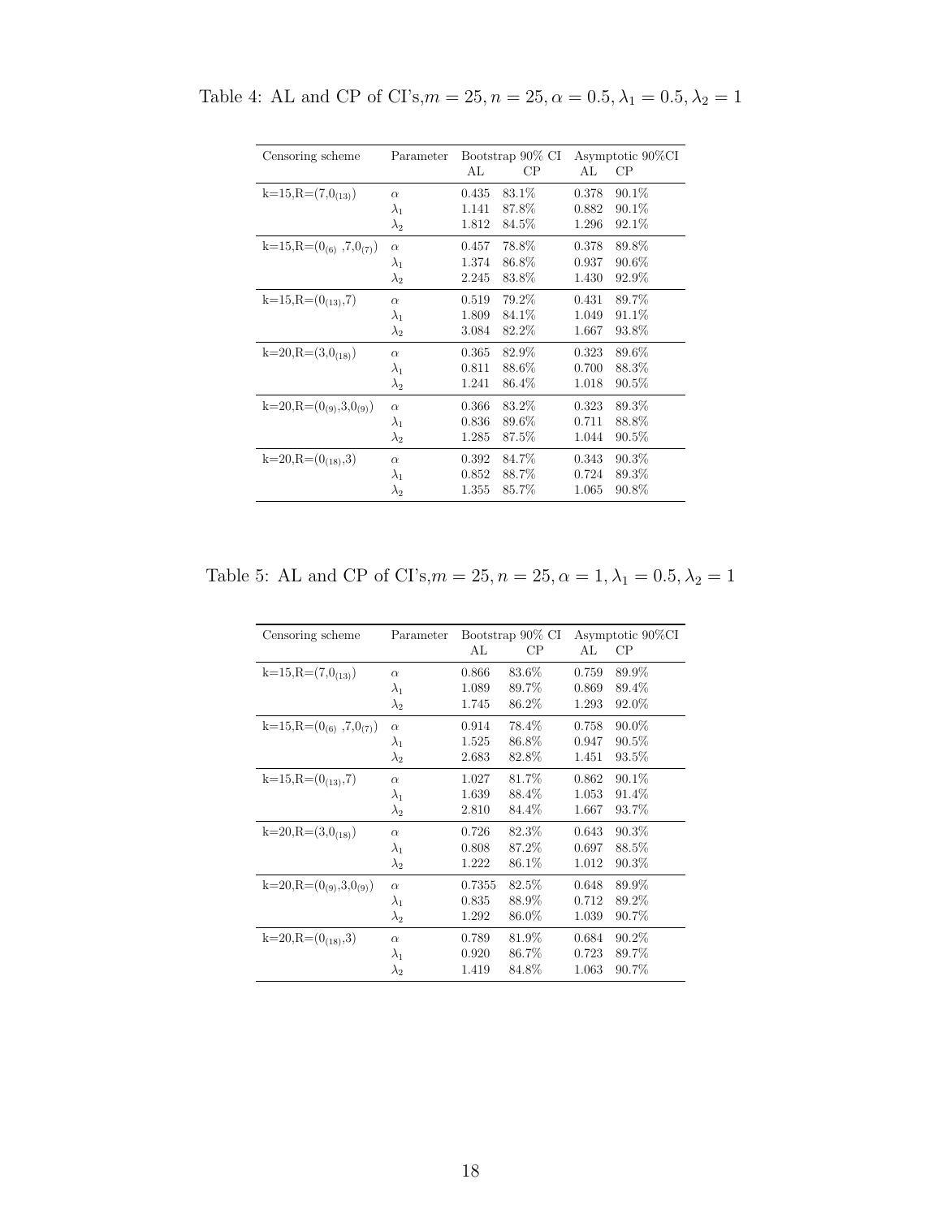Table 4: AL and CP of CI's, $m = 25, n = 25, \alpha = 0.5, \lambda_1 = 0.5, \lambda_2 = 1$

| Censoring scheme | Parameter | Bootstrap 90% CI | | Asymptotic 90%CI | |
|---|---|---|---|---|---|
| | | AL | CP | AL | CP |
| k=15,R=$(7,0_{(13)})$ | $\alpha$ | 0.435 | 83.1% | 0.378 | 90.1% |
| | $\lambda_1$ | 1.141 | 87.8% | 0.882 | 90.1% |
| | $\lambda_2$ | 1.812 | 84.5% | 1.296 | 92.1% |
| k=15,R=$(0_{(6)}\ ,7,0_{(7)})$ | $\alpha$ | 0.457 | 78.8% | 0.378 | 89.8% |
| | $\lambda_1$ | 1.374 | 86.8% | 0.937 | 90.6% |
| | $\lambda_2$ | 2.245 | 83.8% | 1.430 | 92.9% |
| k=15,R=$(0_{(13)},7)$ | $\alpha$ | 0.519 | 79.2% | 0.431 | 89.7% |
| | $\lambda_1$ | 1.809 | 84.1% | 1.049 | 91.1% |
| | $\lambda_2$ | 3.084 | 82.2% | 1.667 | 93.8% |
| k=20,R=$(3,0_{(18)})$ | $\alpha$ | 0.365 | 82.9% | 0.323 | 89.6% |
| | $\lambda_1$ | 0.811 | 88.6% | 0.700 | 88.3% |
| | $\lambda_2$ | 1.241 | 86.4% | 1.018 | 90.5% |
| k=20,R=$(0_{(9)},3,0_{(9)})$ | $\alpha$ | 0.366 | 83.2% | 0.323 | 89.3% |
| | $\lambda_1$ | 0.836 | 89.6% | 0.711 | 88.8% |
| | $\lambda_2$ | 1.285 | 87.5% | 1.044 | 90.5% |
| k=20,R=$(0_{(18)},3)$ | $\alpha$ | 0.392 | 84.7% | 0.343 | 90.3% |
| | $\lambda_1$ | 0.852 | 88.7% | 0.724 | 89.3% |
| | $\lambda_2$ | 1.355 | 85.7% | 1.065 | 90.8% |

Table 5: AL and CP of CI's, $m = 25, n = 25, \alpha = 1, \lambda_1 = 0.5, \lambda_2 = 1$

| Censoring scheme | Parameter | Bootstrap 90% CI | | Asymptotic 90%CI | |
|---|---|---|---|---|---|
| | | AL | CP | AL | CP |
| k=15,R=$(7,0_{(13)})$ | $\alpha$ | 0.866 | 83.6% | 0.759 | 89.9% |
| | $\lambda_1$ | 1.089 | 89.7% | 0.869 | 89.4% |
| | $\lambda_2$ | 1.745 | 86.2% | 1.293 | 92.0% |
| k=15,R=$(0_{(6)}\ ,7,0_{(7)})$ | $\alpha$ | 0.914 | 78.4% | 0.758 | 90.0% |
| | $\lambda_1$ | 1.525 | 86.8% | 0.947 | 90.5% |
| | $\lambda_2$ | 2.683 | 82.8% | 1.451 | 93.5% |
| k=15,R=$(0_{(13)},7)$ | $\alpha$ | 1.027 | 81.7% | 0.862 | 90.1% |
| | $\lambda_1$ | 1.639 | 88.4% | 1.053 | 91.4% |
| | $\lambda_2$ | 2.810 | 84.4% | 1.667 | 93.7% |
| k=20,R=$(3,0_{(18)})$ | $\alpha$ | 0.726 | 82.3% | 0.643 | 90.3% |
| | $\lambda_1$ | 0.808 | 87.2% | 0.697 | 88.5% |
| | $\lambda_2$ | 1.222 | 86.1% | 1.012 | 90.3% |
| k=20,R=$(0_{(9)},3,0_{(9)})$ | $\alpha$ | 0.7355 | 82.5% | 0.648 | 89.9% |
| | $\lambda_1$ | 0.835 | 88.9% | 0.712 | 89.2% |
| | $\lambda_2$ | 1.292 | 86.0% | 1.039 | 90.7% |
| k=20,R=$(0_{(18)},3)$ | $\alpha$ | 0.789 | 81.9% | 0.684 | 90.2% |
| | $\lambda_1$ | 0.920 | 86.7% | 0.723 | 89.7% |
| | $\lambda_2$ | 1.419 | 84.8% | 1.063 | 90.7% |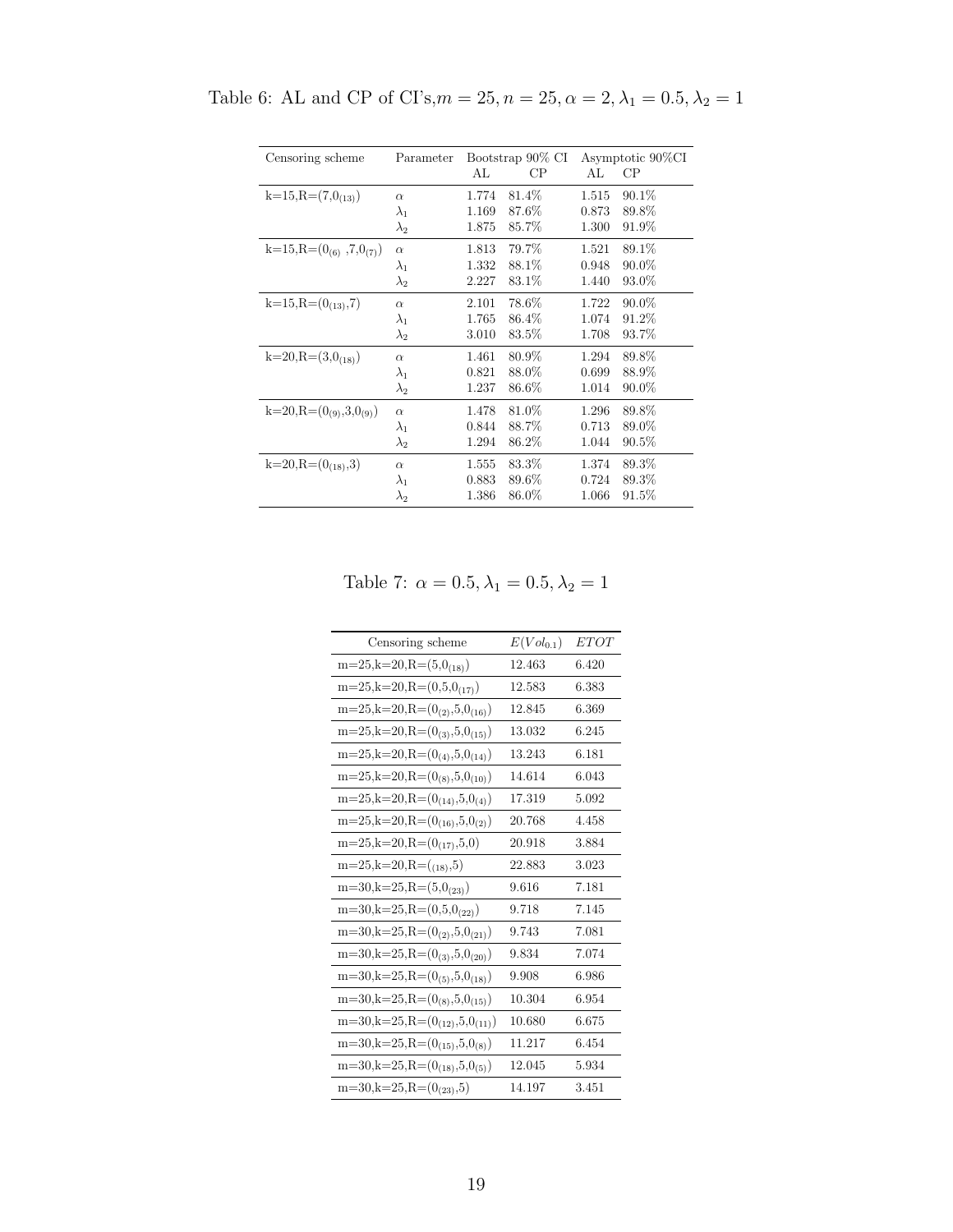Table 6: AL and CP of CI's, $m = 25, n = 25, \alpha = 2, \lambda_1 = 0.5, \lambda_2 = 1$

| Censoring scheme | Parameter | Bootstrap 90% CI | | Asymptotic 90%CI | |
|---|---|---|---|---|---|
| | | AL | CP | AL | CP |
| k=15,R=$(7,0_{(13)})$ | $\alpha$ | 1.774 | 81.4% | 1.515 | 90.1% |
| | $\lambda_1$ | 1.169 | 87.6% | 0.873 | 89.8% |
| | $\lambda_2$ | 1.875 | 85.7% | 1.300 | 91.9% |
| k=15,R=$(0_{(6)}, 7, 0_{(7)})$ | $\alpha$ | 1.813 | 79.7% | 1.521 | 89.1% |
| | $\lambda_1$ | 1.332 | 88.1% | 0.948 | 90.0% |
| | $\lambda_2$ | 2.227 | 83.1% | 1.440 | 93.0% |
| k=15,R=$(0_{(13)},7)$ | $\alpha$ | 2.101 | 78.6% | 1.722 | 90.0% |
| | $\lambda_1$ | 1.765 | 86.4% | 1.074 | 91.2% |
| | $\lambda_2$ | 3.010 | 83.5% | 1.708 | 93.7% |
| k=20,R=$(3,0_{(18)})$ | $\alpha$ | 1.461 | 80.9% | 1.294 | 89.8% |
| | $\lambda_1$ | 0.821 | 88.0% | 0.699 | 88.9% |
| | $\lambda_2$ | 1.237 | 86.6% | 1.014 | 90.0% |
| k=20,R=$(0_{(9)},3,0_{(9)})$ | $\alpha$ | 1.478 | 81.0% | 1.296 | 89.8% |
| | $\lambda_1$ | 0.844 | 88.7% | 0.713 | 89.0% |
| | $\lambda_2$ | 1.294 | 86.2% | 1.044 | 90.5% |
| k=20,R=$(0_{(18)},3)$ | $\alpha$ | 1.555 | 83.3% | 1.374 | 89.3% |
| | $\lambda_1$ | 0.883 | 89.6% | 0.724 | 89.3% |
| | $\lambda_2$ | 1.386 | 86.0% | 1.066 | 91.5% |

Table 7: $\alpha = 0.5, \lambda_1 = 0.5, \lambda_2 = 1$

| Censoring scheme | $E(Vol_{0.1})$ | $ETOT$ |
|---|---|---|
| m=25,k=20,R=$(5,0_{(18)})$ | 12.463 | 6.420 |
| m=25,k=20,R=$(0,5,0_{(17)})$ | 12.583 | 6.383 |
| m=25,k=20,R=$(0_{(2)},5,0_{(16)})$ | 12.845 | 6.369 |
| m=25,k=20,R=$(0_{(3)},5,0_{(15)})$ | 13.032 | 6.245 |
| m=25,k=20,R=$(0_{(4)},5,0_{(14)})$ | 13.243 | 6.181 |
| m=25,k=20,R=$(0_{(8)},5,0_{(10)})$ | 14.614 | 6.043 |
| m=25,k=20,R=$(0_{(14)},5,0_{(4)})$ | 17.319 | 5.092 |
| m=25,k=20,R=$(0_{(16)},5,0_{(2)})$ | 20.768 | 4.458 |
| m=25,k=20,R=$(0_{(17)},5,0)$ | 20.918 | 3.884 |
| m=25,k=20,R=$(_{(18)},5)$ | 22.883 | 3.023 |
| m=30,k=25,R=$(5,0_{(23)})$ | 9.616 | 7.181 |
| m=30,k=25,R=$(0,5,0_{(22)})$ | 9.718 | 7.145 |
| m=30,k=25,R=$(0_{(2)},5,0_{(21)})$ | 9.743 | 7.081 |
| m=30,k=25,R=$(0_{(3)},5,0_{(20)})$ | 9.834 | 7.074 |
| m=30,k=25,R=$(0_{(5)},5,0_{(18)})$ | 9.908 | 6.986 |
| m=30,k=25,R=$(0_{(8)},5,0_{(15)})$ | 10.304 | 6.954 |
| m=30,k=25,R=$(0_{(12)},5,0_{(11)})$ | 10.680 | 6.675 |
| m=30,k=25,R=$(0_{(15)},5,0_{(8)})$ | 11.217 | 6.454 |
| m=30,k=25,R=$(0_{(18)},5,0_{(5)})$ | 12.045 | 5.934 |
| m=30,k=25,R=$(0_{(23)},5)$ | 14.197 | 3.451 |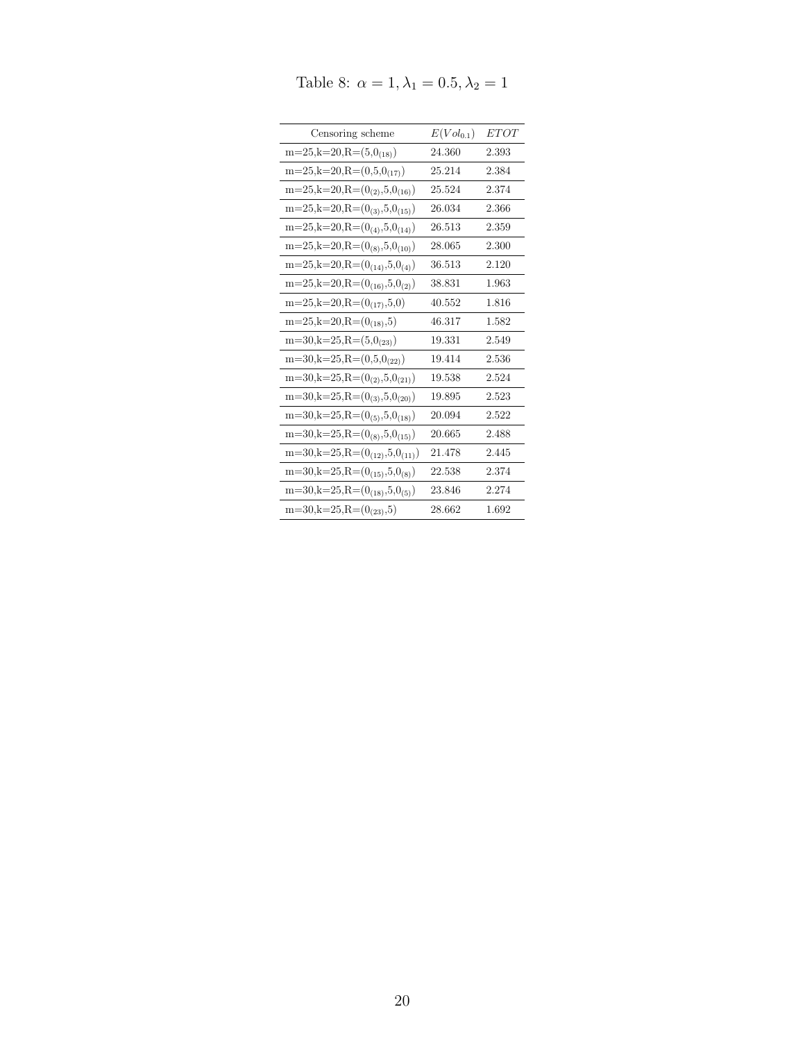Table 8: $\alpha = 1, \lambda_1 = 0.5, \lambda_2 = 1$

| Censoring scheme | $E(Vol_{0.1})$ | $ETOT$ |
|---|---|---|
| m=25,k=20,R=$(5,0_{(18)})$ | 24.360 | 2.393 |
| m=25,k=20,R=$(0,5,0_{(17)})$ | 25.214 | 2.384 |
| m=25,k=20,R=$(0_{(2)},5,0_{(16)})$ | 25.524 | 2.374 |
| m=25,k=20,R=$(0_{(3)},5,0_{(15)})$ | 26.034 | 2.366 |
| m=25,k=20,R=$(0_{(4)},5,0_{(14)})$ | 26.513 | 2.359 |
| m=25,k=20,R=$(0_{(8)},5,0_{(10)})$ | 28.065 | 2.300 |
| m=25,k=20,R=$(0_{(14)},5,0_{(4)})$ | 36.513 | 2.120 |
| m=25,k=20,R=$(0_{(16)},5,0_{(2)})$ | 38.831 | 1.963 |
| m=25,k=20,R=$(0_{(17)},5,0)$ | 40.552 | 1.816 |
| m=25,k=20,R=$(0_{(18)},5)$ | 46.317 | 1.582 |
| m=30,k=25,R=$(5,0_{(23)})$ | 19.331 | 2.549 |
| m=30,k=25,R=$(0,5,0_{(22)})$ | 19.414 | 2.536 |
| m=30,k=25,R=$(0_{(2)},5,0_{(21)})$ | 19.538 | 2.524 |
| m=30,k=25,R=$(0_{(3)},5,0_{(20)})$ | 19.895 | 2.523 |
| m=30,k=25,R=$(0_{(5)},5,0_{(18)})$ | 20.094 | 2.522 |
| m=30,k=25,R=$(0_{(8)},5,0_{(15)})$ | 20.665 | 2.488 |
| m=30,k=25,R=$(0_{(12)},5,0_{(11)})$ | 21.478 | 2.445 |
| m=30,k=25,R=$(0_{(15)},5,0_{(8)})$ | 22.538 | 2.374 |
| m=30,k=25,R=$(0_{(18)},5,0_{(5)})$ | 23.846 | 2.274 |
| m=30,k=25,R=$(0_{(23)},5)$ | 28.662 | 1.692 |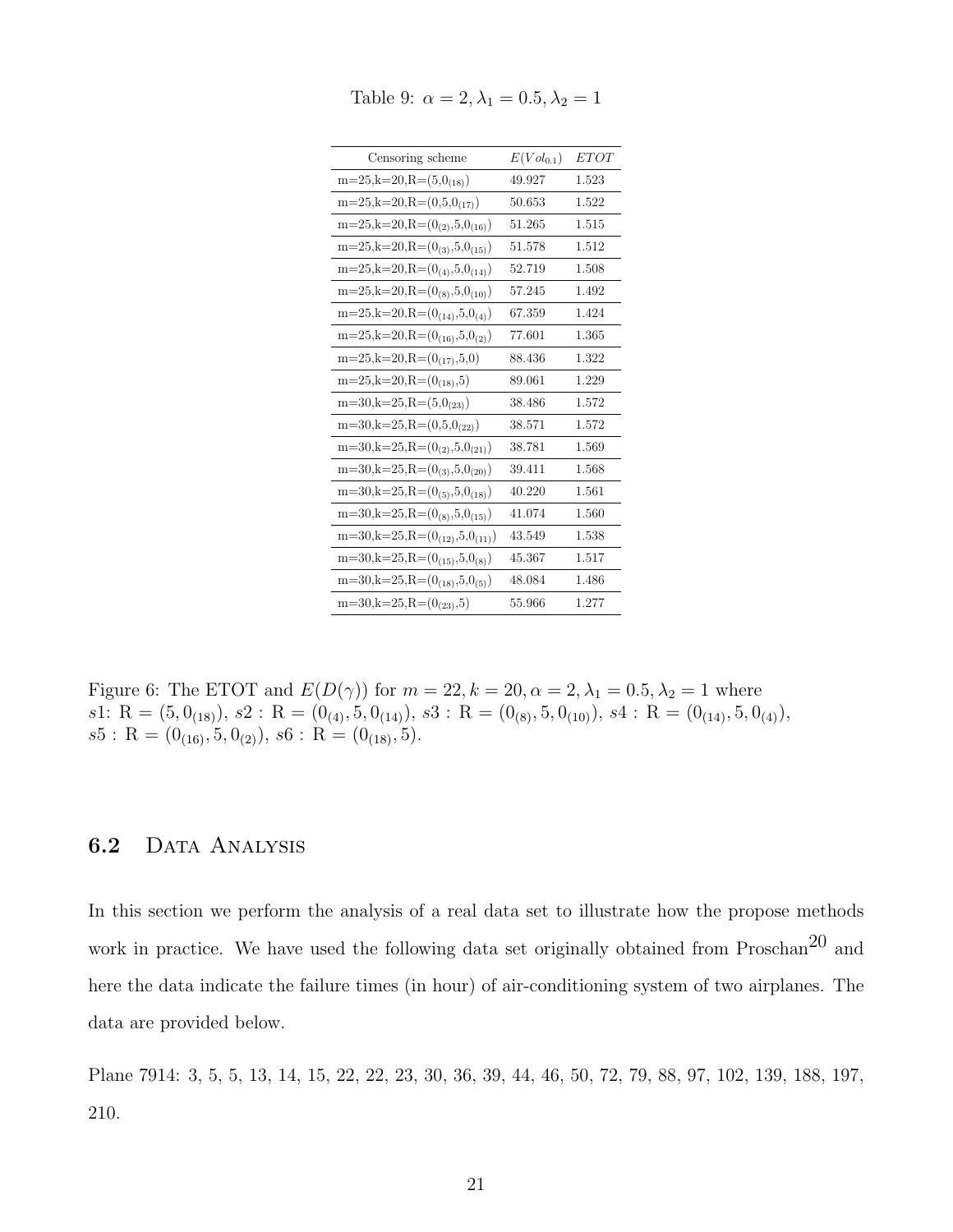Table 9: $\alpha = 2, \lambda_1 = 0.5, \lambda_2 = 1$

| Censoring scheme | $E(Vol_{0.1})$ | $ETOT$ |
|---|---|---|
| m=25,k=20,R=$(5,0_{(18)})$ | 49.927 | 1.523 |
| m=25,k=20,R=$(0,5,0_{(17)})$ | 50.653 | 1.522 |
| m=25,k=20,R=$(0_{(2)},5,0_{(16)})$ | 51.265 | 1.515 |
| m=25,k=20,R=$(0_{(3)},5,0_{(15)})$ | 51.578 | 1.512 |
| m=25,k=20,R=$(0_{(4)},5,0_{(14)})$ | 52.719 | 1.508 |
| m=25,k=20,R=$(0_{(8)},5,0_{(10)})$ | 57.245 | 1.492 |
| m=25,k=20,R=$(0_{(14)},5,0_{(4)})$ | 67.359 | 1.424 |
| m=25,k=20,R=$(0_{(16)},5,0_{(2)})$ | 77.601 | 1.365 |
| m=25,k=20,R=$(0_{(17)},5,0)$ | 88.436 | 1.322 |
| m=25,k=20,R=$(0_{(18)},5)$ | 89.061 | 1.229 |
| m=30,k=25,R=$(5,0_{(23)})$ | 38.486 | 1.572 |
| m=30,k=25,R=$(0,5,0_{(22)})$ | 38.571 | 1.572 |
| m=30,k=25,R=$(0_{(2)},5,0_{(21)})$ | 38.781 | 1.569 |
| m=30,k=25,R=$(0_{(3)},5,0_{(20)})$ | 39.411 | 1.568 |
| m=30,k=25,R=$(0_{(5)},5,0_{(18)})$ | 40.220 | 1.561 |
| m=30,k=25,R=$(0_{(8)},5,0_{(15)})$ | 41.074 | 1.560 |
| m=30,k=25,R=$(0_{(12)},5,0_{(11)})$ | 43.549 | 1.538 |
| m=30,k=25,R=$(0_{(15)},5,0_{(8)})$ | 45.367 | 1.517 |
| m=30,k=25,R=$(0_{(18)},5,0_{(5)})$ | 48.084 | 1.486 |
| m=30,k=25,R=$(0_{(23)},5)$ | 55.966 | 1.277 |

Figure 6: The ETOT and $E(D(\gamma))$ for $m = 22, k = 20, \alpha = 2, \lambda_1 = 0.5, \lambda_2 = 1$ where $s1$: R $= (5, 0_{(18)})$, $s2$ : R $= (0_{(4)}, 5, 0_{(14)})$, $s3$ : R $= (0_{(8)}, 5, 0_{(10)})$, $s4$ : R $= (0_{(14)}, 5, 0_{(4)})$, $s5$ : R $= (0_{(16)}, 5, 0_{(2)})$, $s6$ : R $= (0_{(18)}, 5)$.

## 6.2 Data Analysis

In this section we perform the analysis of a real data set to illustrate how the propose methods work in practice. We have used the following data set originally obtained from Proschan[20] and here the data indicate the failure times (in hour) of air-conditioning system of two airplanes. The data are provided below.

Plane 7914: 3, 5, 5, 13, 14, 15, 22, 22, 23, 30, 36, 39, 44, 46, 50, 72, 79, 88, 97, 102, 139, 188, 197, 210.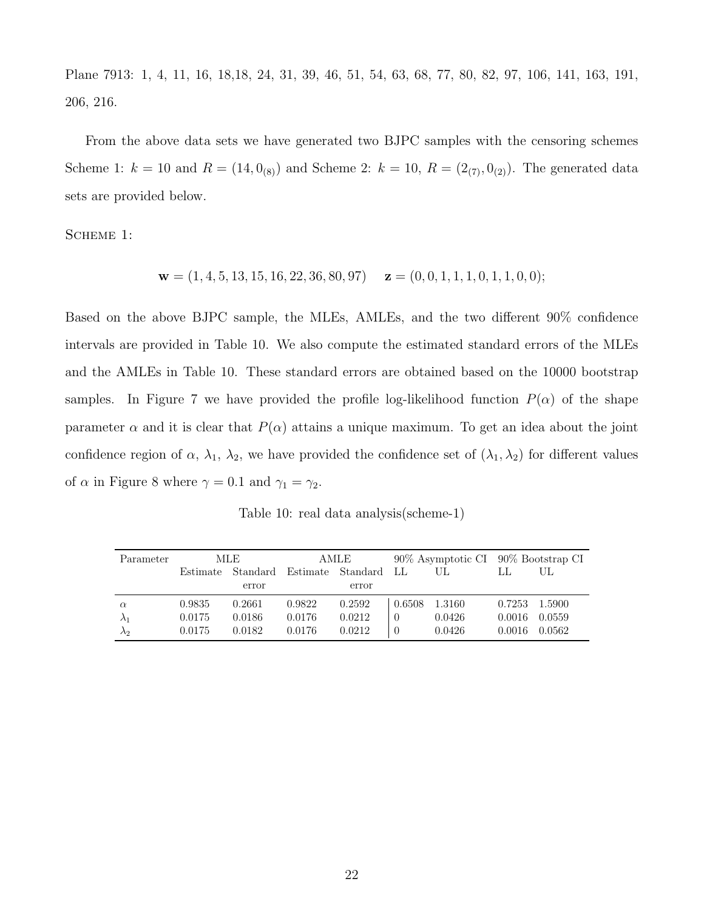Plane 7913: 1, 4, 11, 16, 18,18, 24, 31, 39, 46, 51, 54, 63, 68, 77, 80, 82, 97, 106, 141, 163, 191, 206, 216.

From the above data sets we have generated two BJPC samples with the censoring schemes Scheme 1: $k = 10$ and $R = (14, 0_{(8)})$ and Scheme 2: $k = 10$, $R = (2_{(7)}, 0_{(2)})$. The generated data sets are provided below.

SCHEME 1:

$$\mathbf{w} = (1, 4, 5, 13, 15, 16, 22, 36, 80, 97) \quad \mathbf{z} = (0, 0, 1, 1, 1, 0, 1, 1, 0, 0);$$

Based on the above BJPC sample, the MLEs, AMLEs, and the two different 90% confidence intervals are provided in Table 10. We also compute the estimated standard errors of the MLEs and the AMLEs in Table 10. These standard errors are obtained based on the 10000 bootstrap samples. In Figure 7 we have provided the profile log-likelihood function $P(\alpha)$ of the shape parameter $\alpha$ and it is clear that $P(\alpha)$ attains a unique maximum. To get an idea about the joint confidence region of $\alpha$, $\lambda_1$, $\lambda_2$, we have provided the confidence set of $(\lambda_1, \lambda_2)$ for different values of $\alpha$ in Figure 8 where $\gamma = 0.1$ and $\gamma_1 = \gamma_2$.

Table 10: real data analysis(scheme-1)

| Parameter | MLE | | AMLE | | 90% Asymptotic CI | | 90% Bootstrap CI | |
|---|---|---|---|---|---|---|---|---|
| | Estimate | Standard error | Estimate | Standard error | LL | UL | LL | UL |
| $\alpha$ | 0.9835 | 0.2661 | 0.9822 | 0.2592 | 0.6508 | 1.3160 | 0.7253 | 1.5900 |
| $\lambda_1$ | 0.0175 | 0.0186 | 0.0176 | 0.0212 | 0 | 0.0426 | 0.0016 | 0.0559 |
| $\lambda_2$ | 0.0175 | 0.0182 | 0.0176 | 0.0212 | 0 | 0.0426 | 0.0016 | 0.0562 |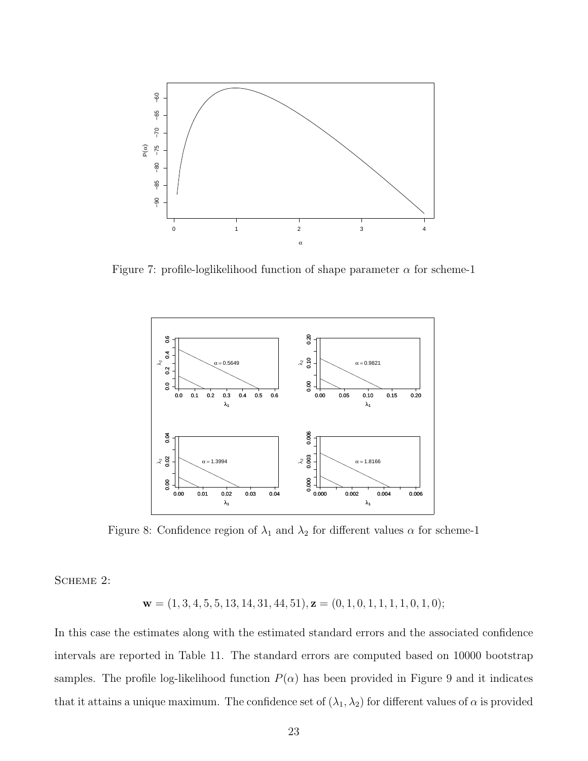Figure 7: profile-loglikelihood function of shape parameter $\alpha$ for scheme-1

Figure 8: Confidence region of $\lambda_1$ and $\lambda_2$ for different values $\alpha$ for scheme-1

Scheme 2:

$$\mathbf{w} = (1, 3, 4, 5, 5, 13, 14, 31, 44, 51), \mathbf{z} = (0, 1, 0, 1, 1, 1, 1, 0, 1, 0);$$

In this case the estimates along with the estimated standard errors and the associated confidence intervals are reported in Table 11. The standard errors are computed based on 10000 bootstrap samples. The profile log-likelihood function $P(\alpha)$ has been provided in Figure 9 and it indicates that it attains a unique maximum. The confidence set of $(\lambda_1, \lambda_2)$ for different values of $\alpha$ is provided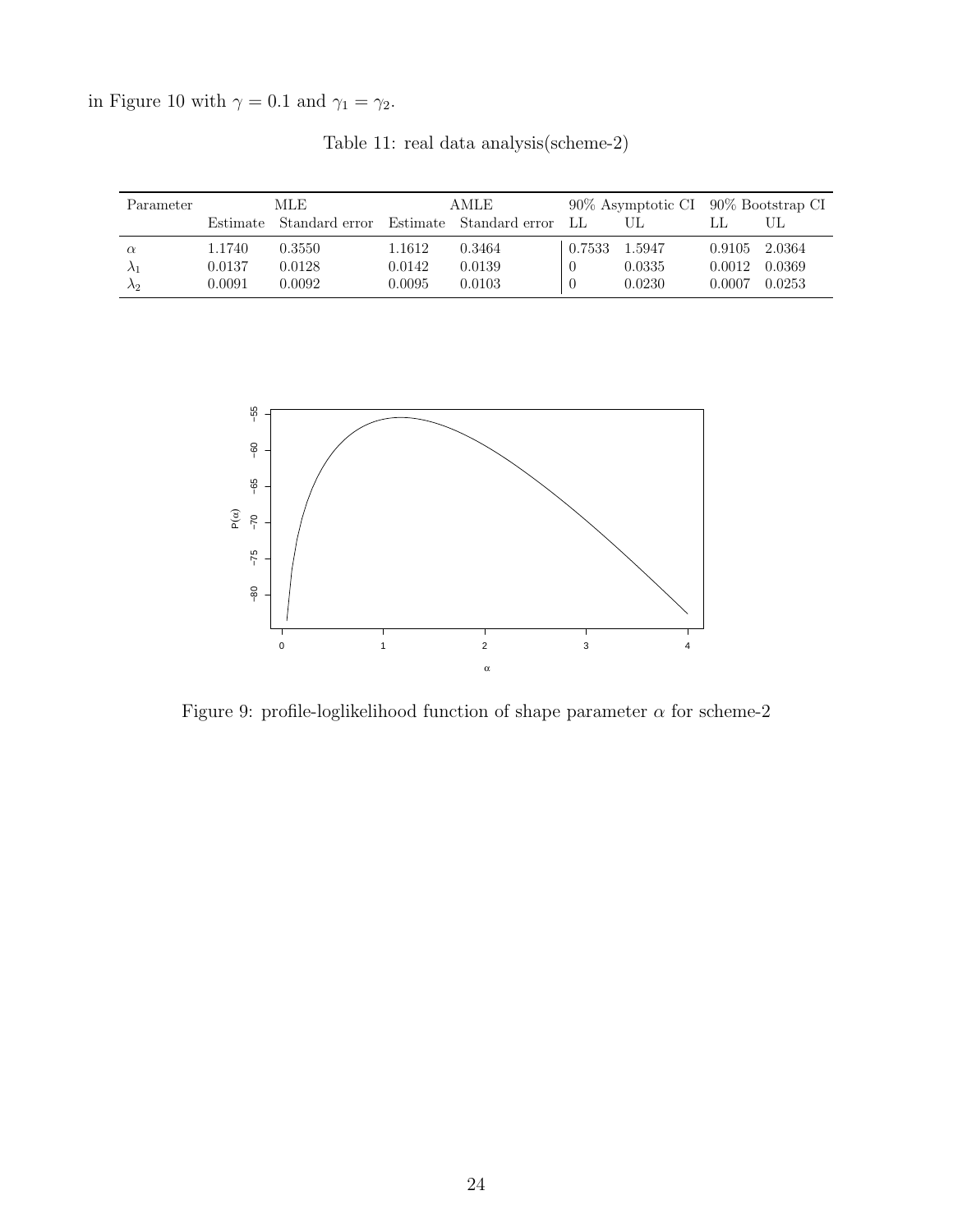in Figure 10 with $\gamma = 0.1$ and $\gamma_1 = \gamma_2$.

Table 11: real data analysis(scheme-2)

| Parameter | MLE | | AMLE | | 90% Asymptotic CI | | 90% Bootstrap CI | |
|---|---|---|---|---|---|---|---|---|
| | Estimate | Standard error | Estimate | Standard error | LL | UL | LL | UL |
| $\alpha$ | 1.1740 | 0.3550 | 1.1612 | 0.3464 | 0.7533 | 1.5947 | 0.9105 | 2.0364 |
| $\lambda_1$ | 0.0137 | 0.0128 | 0.0142 | 0.0139 | 0 | 0.0335 | 0.0012 | 0.0369 |
| $\lambda_2$ | 0.0091 | 0.0092 | 0.0095 | 0.0103 | 0 | 0.0230 | 0.0007 | 0.0253 |

Figure 9: profile-loglikelihood function of shape parameter $\alpha$ for scheme-2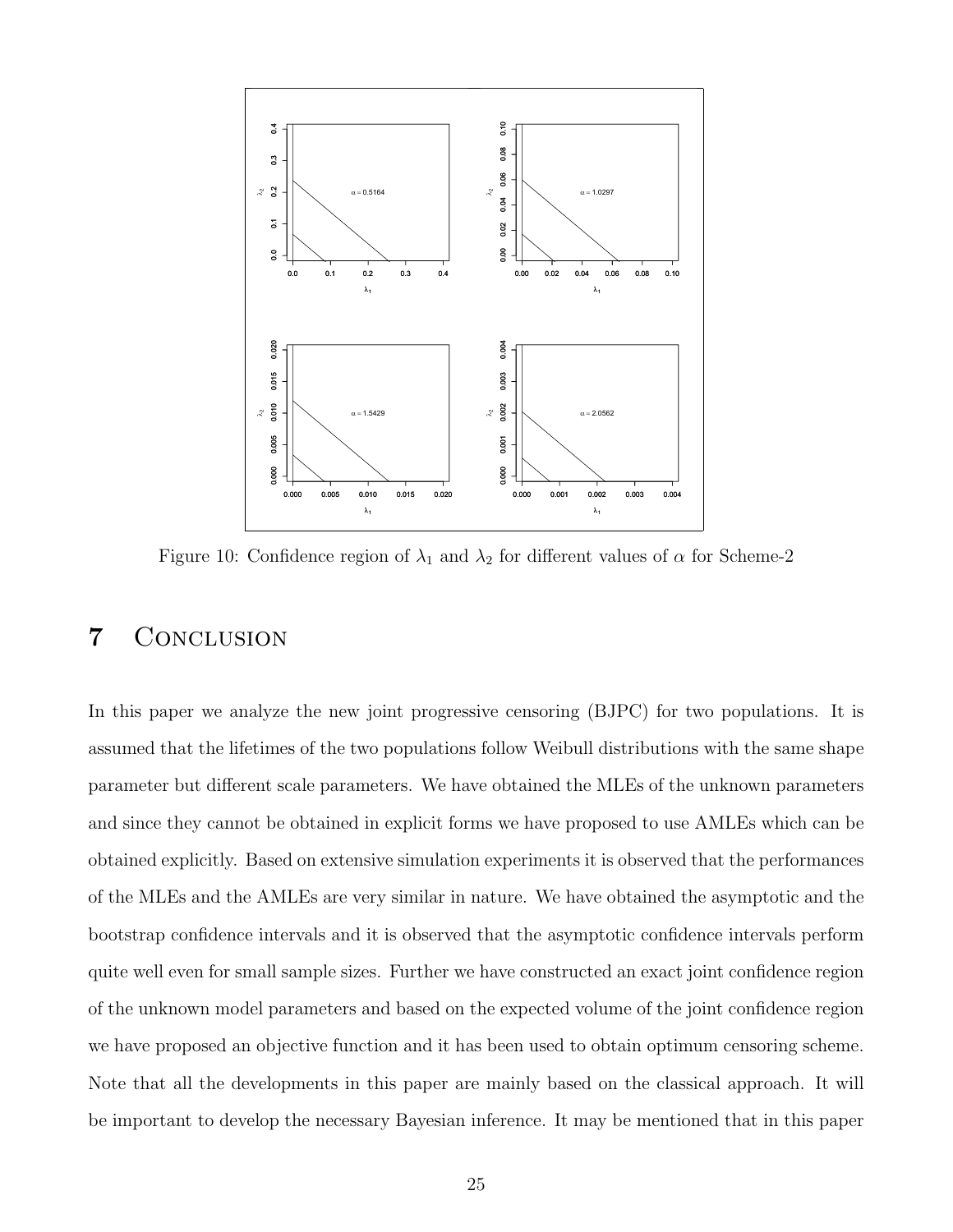Figure 10: Confidence region of $\lambda_1$ and $\lambda_2$ for different values of $\alpha$ for Scheme-2

# 7 Conclusion

In this paper we analyze the new joint progressive censoring (BJPC) for two populations. It is assumed that the lifetimes of the two populations follow Weibull distributions with the same shape parameter but different scale parameters. We have obtained the MLEs of the unknown parameters and since they cannot be obtained in explicit forms we have proposed to use AMLEs which can be obtained explicitly. Based on extensive simulation experiments it is observed that the performances of the MLEs and the AMLEs are very similar in nature. We have obtained the asymptotic and the bootstrap confidence intervals and it is observed that the asymptotic confidence intervals perform quite well even for small sample sizes. Further we have constructed an exact joint confidence region of the unknown model parameters and based on the expected volume of the joint confidence region we have proposed an objective function and it has been used to obtain optimum censoring scheme. Note that all the developments in this paper are mainly based on the classical approach. It will be important to develop the necessary Bayesian inference. It may be mentioned that in this paper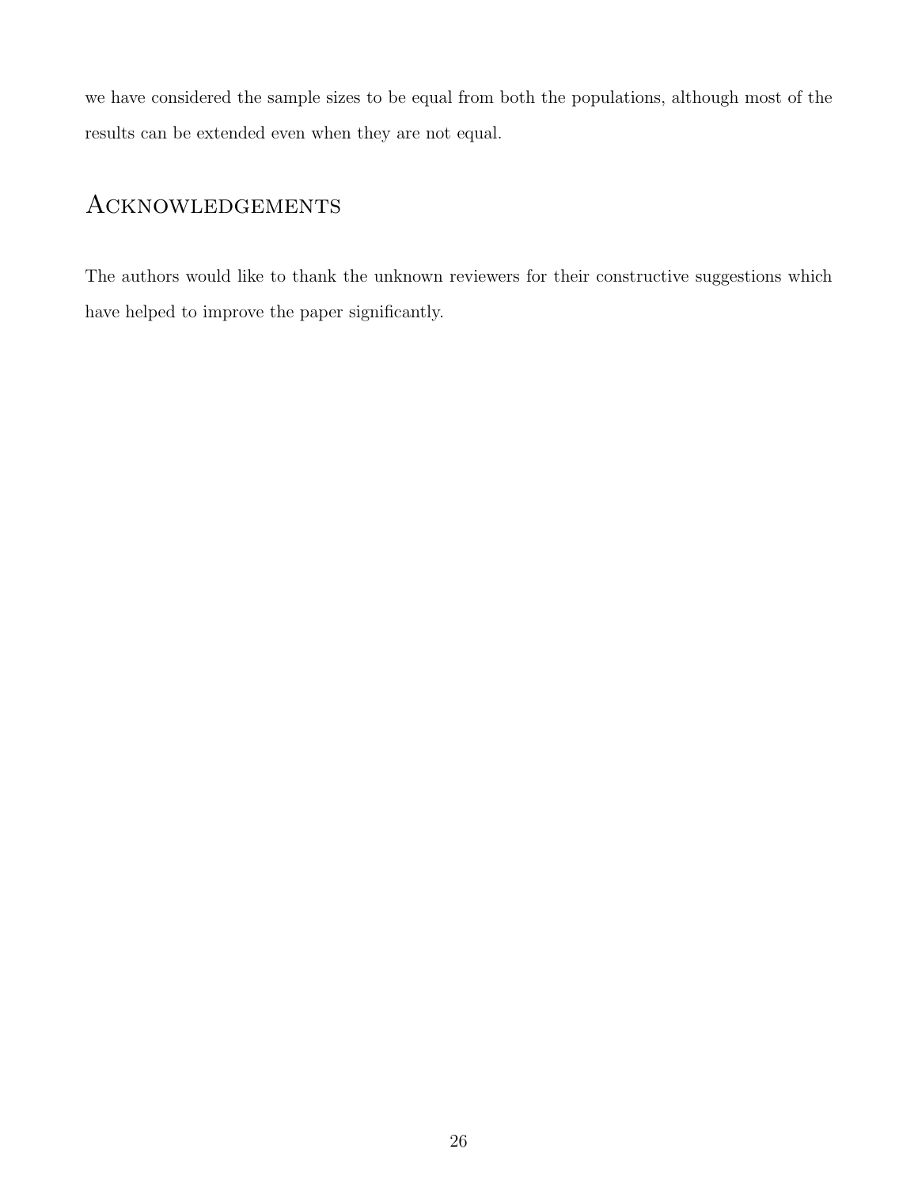we have considered the sample sizes to be equal from both the populations, although most of the results can be extended even when they are not equal.

## Acknowledgements

The authors would like to thank the unknown reviewers for their constructive suggestions which have helped to improve the paper significantly.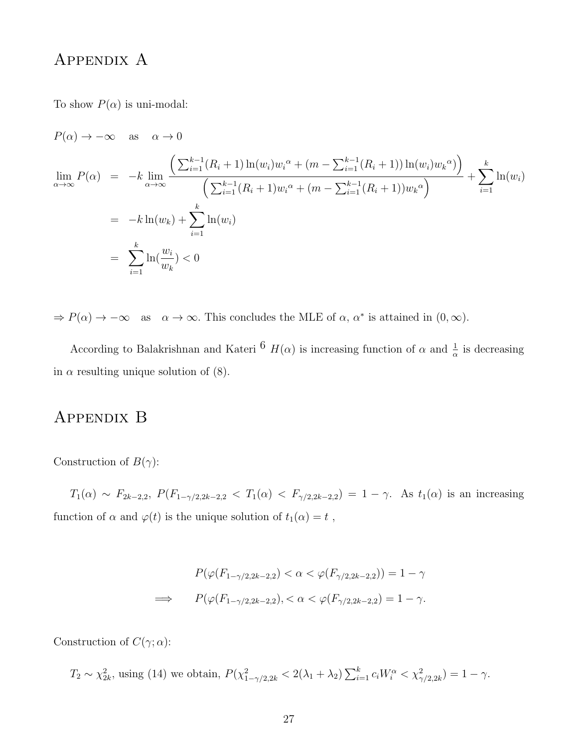# Appendix A

To show $P(\alpha)$ is uni-modal:

$P(\alpha) \to -\infty \quad \text{as} \quad \alpha \to 0$

$$
\begin{aligned}
\lim_{\alpha\to\infty} P(\alpha) &= -k \lim_{\alpha\to\infty} \frac{\left(\sum_{i=1}^{k-1}(R_i+1)\ln(w_i){w_i}^{\alpha} + (m - \sum_{i=1}^{k-1}(R_i+1))\ln(w_i){w_k}^{\alpha})\right)}{\left(\sum_{i=1}^{k-1}(R_i+1){w_i}^{\alpha} + (m - \sum_{i=1}^{k-1}(R_i+1)){w_k}^{\alpha}\right)} + \sum_{i=1}^{k}\ln(w_i) \\
&= -k\ln(w_k) + \sum_{i=1}^{k}\ln(w_i) \\
&= \sum_{i=1}^{k}\ln(\frac{w_i}{w_k}) < 0
\end{aligned}
$$

$\Rightarrow P(\alpha) \to -\infty \quad \text{as} \quad \alpha \to \infty$. This concludes the MLE of $\alpha$, $\alpha^*$ is attained in $(0, \infty)$.

According to Balakrishnan and Kateri [6] $H(\alpha)$ is increasing function of $\alpha$ and $\frac{1}{\alpha}$ is decreasing in $\alpha$ resulting unique solution of (8).

# Appendix B

Construction of $B(\gamma)$:

$T_1(\alpha) \sim F_{2k-2,2}$, $P(F_{1-\gamma/2,2k-2,2} < T_1(\alpha) < F_{\gamma/2,2k-2,2}) = 1 - \gamma$. As $t_1(\alpha)$ is an increasing function of $\alpha$ and $\varphi(t)$ is the unique solution of $t_1(\alpha) = t$ ,

$$
\begin{aligned}
& P(\varphi(F_{1-\gamma/2,2k-2,2}) < \alpha < \varphi(F_{\gamma/2,2k-2,2})) = 1 - \gamma \\
\Longrightarrow \quad & P(\varphi(F_{1-\gamma/2,2k-2,2}), < \alpha < \varphi(F_{\gamma/2,2k-2,2}) = 1 - \gamma.
\end{aligned}
$$

Construction of $C(\gamma;\alpha)$:

$T_2 \sim \chi^2_{2k}$, using (14) we obtain, $P(\chi^2_{1-\gamma/2,2k} < 2(\lambda_1 + \lambda_2)\sum_{i=1}^{k} c_i W_i^{\alpha} < \chi^2_{\gamma/2,2k}) = 1 - \gamma$.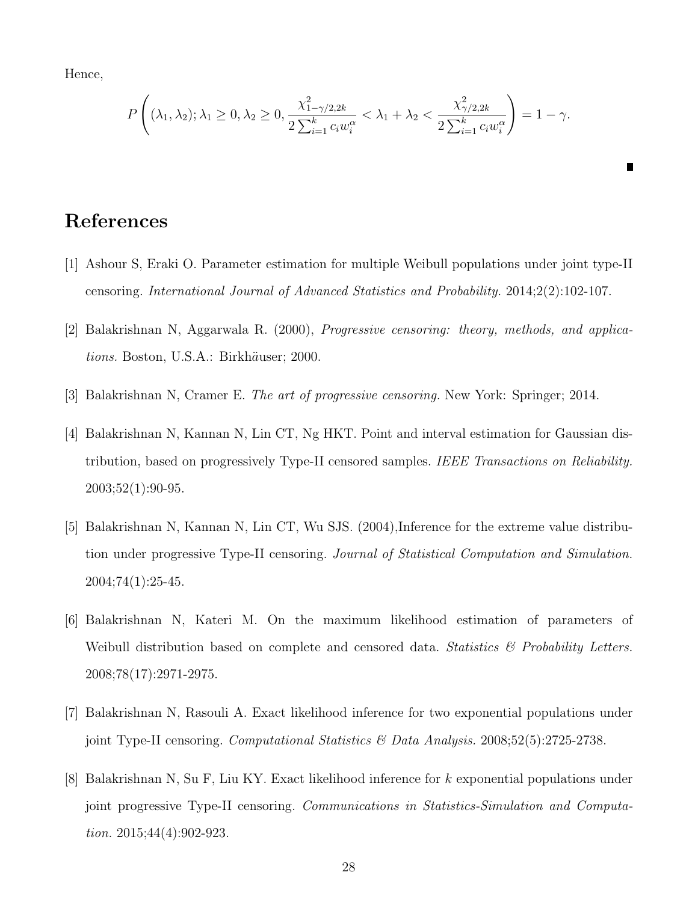Hence,

$$P\left((\lambda_1, \lambda_2); \lambda_1 \geq 0, \lambda_2 \geq 0, \frac{\chi^2_{1-\gamma/2, 2k}}{2\sum_{i=1}^{k} c_i w_i^{\alpha}} < \lambda_1 + \lambda_2 < \frac{\chi^2_{\gamma/2, 2k}}{2\sum_{i=1}^{k} c_i w_i^{\alpha}}\right) = 1 - \gamma.$$

∎

# References

[1] Ashour S, Eraki O. Parameter estimation for multiple Weibull populations under joint type-II censoring. *International Journal of Advanced Statistics and Probability.* 2014;2(2):102-107.

[2] Balakrishnan N, Aggarwala R. (2000), *Progressive censoring: theory, methods, and applications.* Boston, U.S.A.: Birkhäuser; 2000.

[3] Balakrishnan N, Cramer E. *The art of progressive censoring.* New York: Springer; 2014.

[4] Balakrishnan N, Kannan N, Lin CT, Ng HKT. Point and interval estimation for Gaussian distribution, based on progressively Type-II censored samples. *IEEE Transactions on Reliability.* 2003;52(1):90-95.

[5] Balakrishnan N, Kannan N, Lin CT, Wu SJS. (2004),Inference for the extreme value distribution under progressive Type-II censoring. *Journal of Statistical Computation and Simulation.* 2004;74(1):25-45.

[6] Balakrishnan N, Kateri M. On the maximum likelihood estimation of parameters of Weibull distribution based on complete and censored data. *Statistics & Probability Letters.* 2008;78(17):2971-2975.

[7] Balakrishnan N, Rasouli A. Exact likelihood inference for two exponential populations under joint Type-II censoring. *Computational Statistics & Data Analysis.* 2008;52(5):2725-2738.

[8] Balakrishnan N, Su F, Liu KY. Exact likelihood inference for $k$ exponential populations under joint progressive Type-II censoring. *Communications in Statistics-Simulation and Computation.* 2015;44(4):902-923.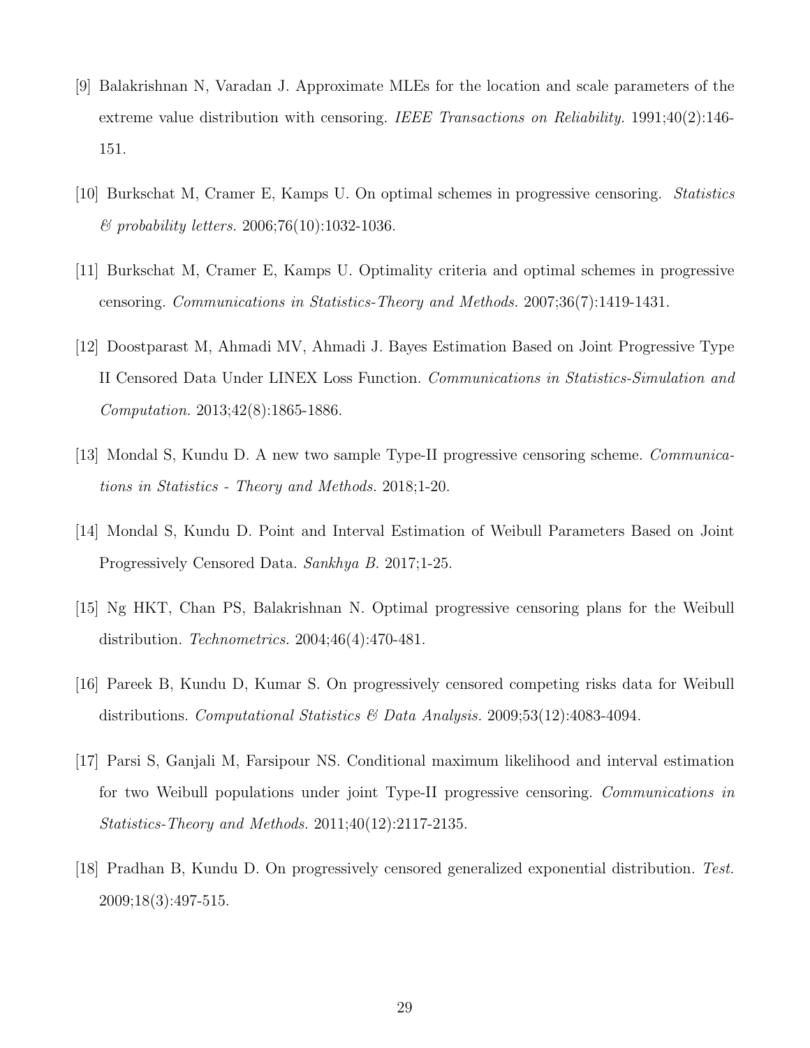[9] Balakrishnan N, Varadan J. Approximate MLEs for the location and scale parameters of the extreme value distribution with censoring. *IEEE Transactions on Reliability.* 1991;40(2):146-151.

[10] Burkschat M, Cramer E, Kamps U. On optimal schemes in progressive censoring. *Statistics & probability letters.* 2006;76(10):1032-1036.

[11] Burkschat M, Cramer E, Kamps U. Optimality criteria and optimal schemes in progressive censoring. *Communications in Statistics-Theory and Methods.* 2007;36(7):1419-1431.

[12] Doostparast M, Ahmadi MV, Ahmadi J. Bayes Estimation Based on Joint Progressive Type II Censored Data Under LINEX Loss Function. *Communications in Statistics-Simulation and Computation.* 2013;42(8):1865-1886.

[13] Mondal S, Kundu D. A new two sample Type-II progressive censoring scheme. *Communications in Statistics - Theory and Methods.* 2018;1-20.

[14] Mondal S, Kundu D. Point and Interval Estimation of Weibull Parameters Based on Joint Progressively Censored Data. *Sankhya B.* 2017;1-25.

[15] Ng HKT, Chan PS, Balakrishnan N. Optimal progressive censoring plans for the Weibull distribution. *Technometrics.* 2004;46(4):470-481.

[16] Pareek B, Kundu D, Kumar S. On progressively censored competing risks data for Weibull distributions. *Computational Statistics & Data Analysis.* 2009;53(12):4083-4094.

[17] Parsi S, Ganjali M, Farsipour NS. Conditional maximum likelihood and interval estimation for two Weibull populations under joint Type-II progressive censoring. *Communications in Statistics-Theory and Methods.* 2011;40(12):2117-2135.

[18] Pradhan B, Kundu D. On progressively censored generalized exponential distribution. *Test.* 2009;18(3):497-515.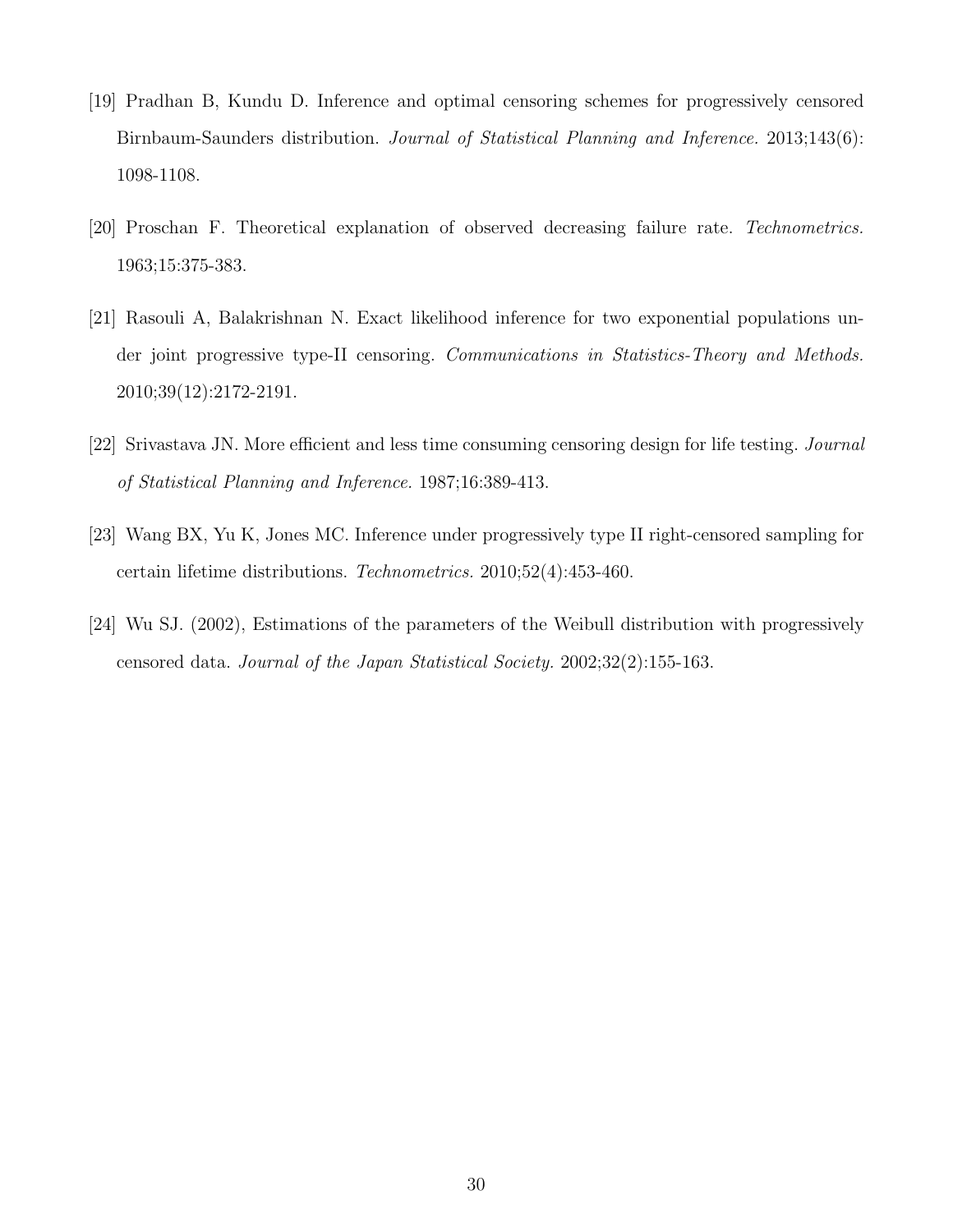[19] Pradhan B, Kundu D. Inference and optimal censoring schemes for progressively censored Birnbaum-Saunders distribution. *Journal of Statistical Planning and Inference.* 2013;143(6): 1098-1108.

[20] Proschan F. Theoretical explanation of observed decreasing failure rate. *Technometrics.* 1963;15:375-383.

[21] Rasouli A, Balakrishnan N. Exact likelihood inference for two exponential populations under joint progressive type-II censoring. *Communications in Statistics-Theory and Methods.* 2010;39(12):2172-2191.

[22] Srivastava JN. More efficient and less time consuming censoring design for life testing. *Journal of Statistical Planning and Inference.* 1987;16:389-413.

[23] Wang BX, Yu K, Jones MC. Inference under progressively type II right-censored sampling for certain lifetime distributions. *Technometrics.* 2010;52(4):453-460.

[24] Wu SJ. (2002), Estimations of the parameters of the Weibull distribution with progressively censored data. *Journal of the Japan Statistical Society.* 2002;32(2):155-163.